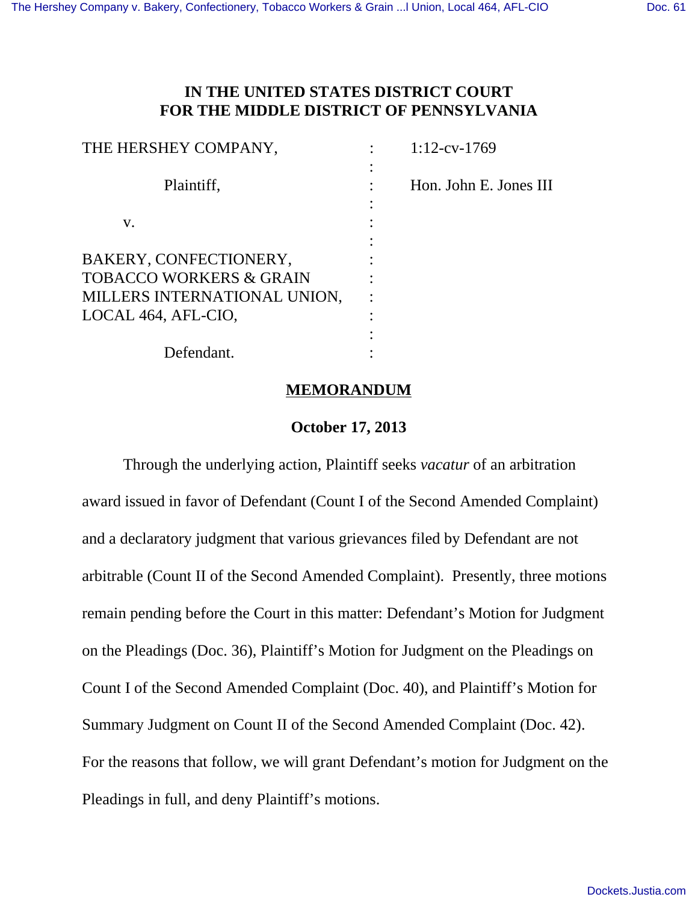# IN THE UNITED STATES DISTRICT COURT FOR THE MIDDLE DISTRICT OF PENNSYLVANIA

| | | |
|---|---|---|
| THE HERSHEY COMPANY, | : | 1:12-cv-1769 |
| | : | |
| Plaintiff, | : | Hon. John E. Jones III |
| | : | |
| v. | : | |
| | : | |
| BAKERY, CONFECTIONERY, TOBACCO WORKERS & GRAIN MILLERS INTERNATIONAL UNION, LOCAL 464, AFL-CIO, | : | |
| | : | |
| Defendant. | : | |

## MEMORANDUM

**October 17, 2013**

Through the underlying action, Plaintiff seeks *vacatur* of an arbitration award issued in favor of Defendant (Count I of the Second Amended Complaint) and a declaratory judgment that various grievances filed by Defendant are not arbitrable (Count II of the Second Amended Complaint). Presently, three motions remain pending before the Court in this matter: Defendant's Motion for Judgment on the Pleadings (Doc. 36), Plaintiff's Motion for Judgment on the Pleadings on Count I of the Second Amended Complaint (Doc. 40), and Plaintiff's Motion for Summary Judgment on Count II of the Second Amended Complaint (Doc. 42). For the reasons that follow, we will grant Defendant's motion for Judgment on the Pleadings in full, and deny Plaintiff's motions.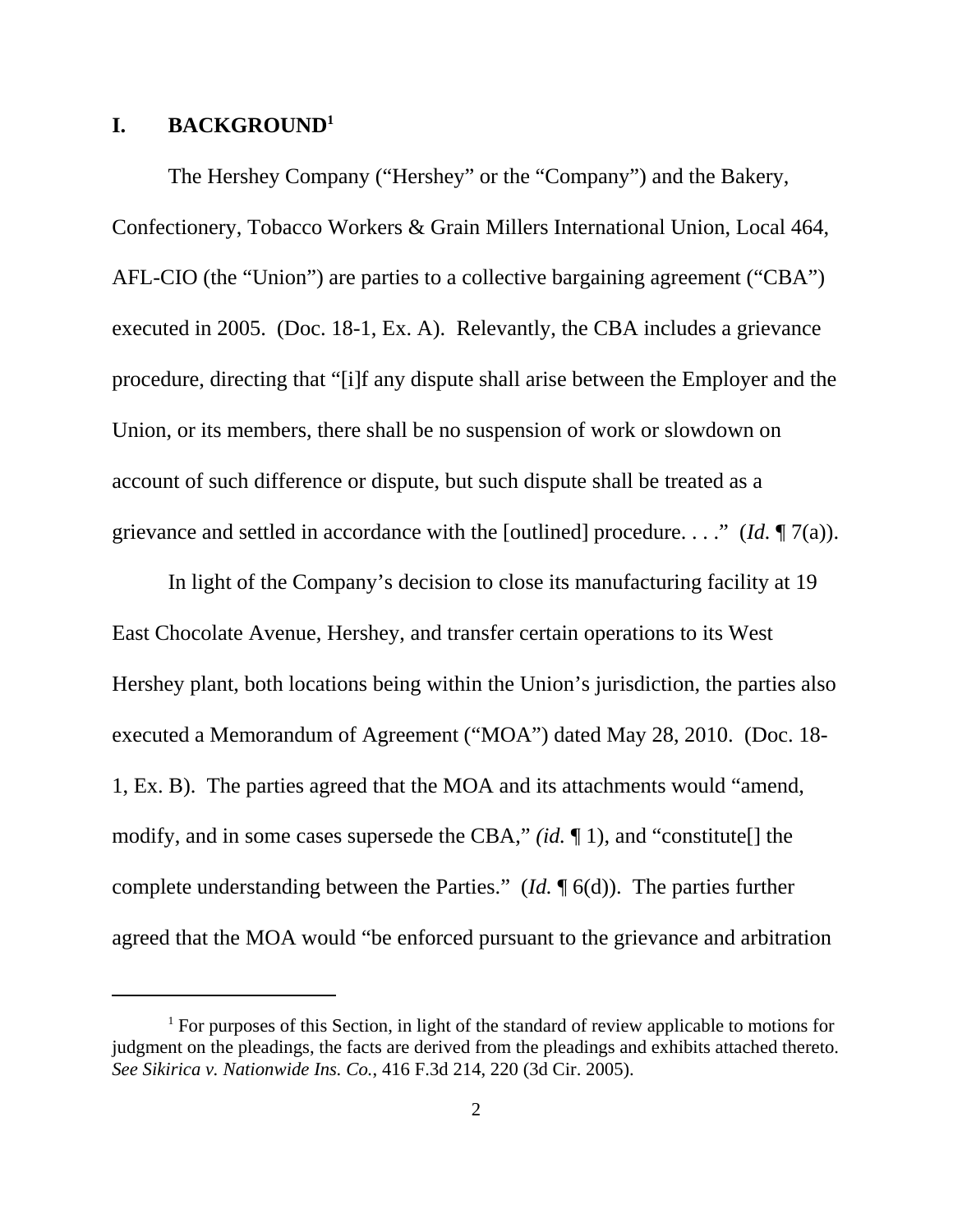## I. BACKGROUND[1]

The Hershey Company ("Hershey" or the "Company") and the Bakery, Confectionery, Tobacco Workers & Grain Millers International Union, Local 464, AFL-CIO (the "Union") are parties to a collective bargaining agreement ("CBA") executed in 2005. (Doc. 18-1, Ex. A). Relevantly, the CBA includes a grievance procedure, directing that "[i]f any dispute shall arise between the Employer and the Union, or its members, there shall be no suspension of work or slowdown on account of such difference or dispute, but such dispute shall be treated as a grievance and settled in accordance with the [outlined] procedure. . . ." (*Id.* ¶ 7(a)).

In light of the Company's decision to close its manufacturing facility at 19 East Chocolate Avenue, Hershey, and transfer certain operations to its West Hershey plant, both locations being within the Union's jurisdiction, the parties also executed a Memorandum of Agreement ("MOA") dated May 28, 2010. (Doc. 18-1, Ex. B). The parties agreed that the MOA and its attachments would "amend, modify, and in some cases supersede the CBA," *(id.* ¶ 1), and "constitute[] the complete understanding between the Parties." (*Id.* ¶ 6(d)). The parties further agreed that the MOA would "be enforced pursuant to the grievance and arbitration

[1] For purposes of this Section, in light of the standard of review applicable to motions for judgment on the pleadings, the facts are derived from the pleadings and exhibits attached thereto. *See Sikirica v. Nationwide Ins. Co.*, 416 F.3d 214, 220 (3d Cir. 2005).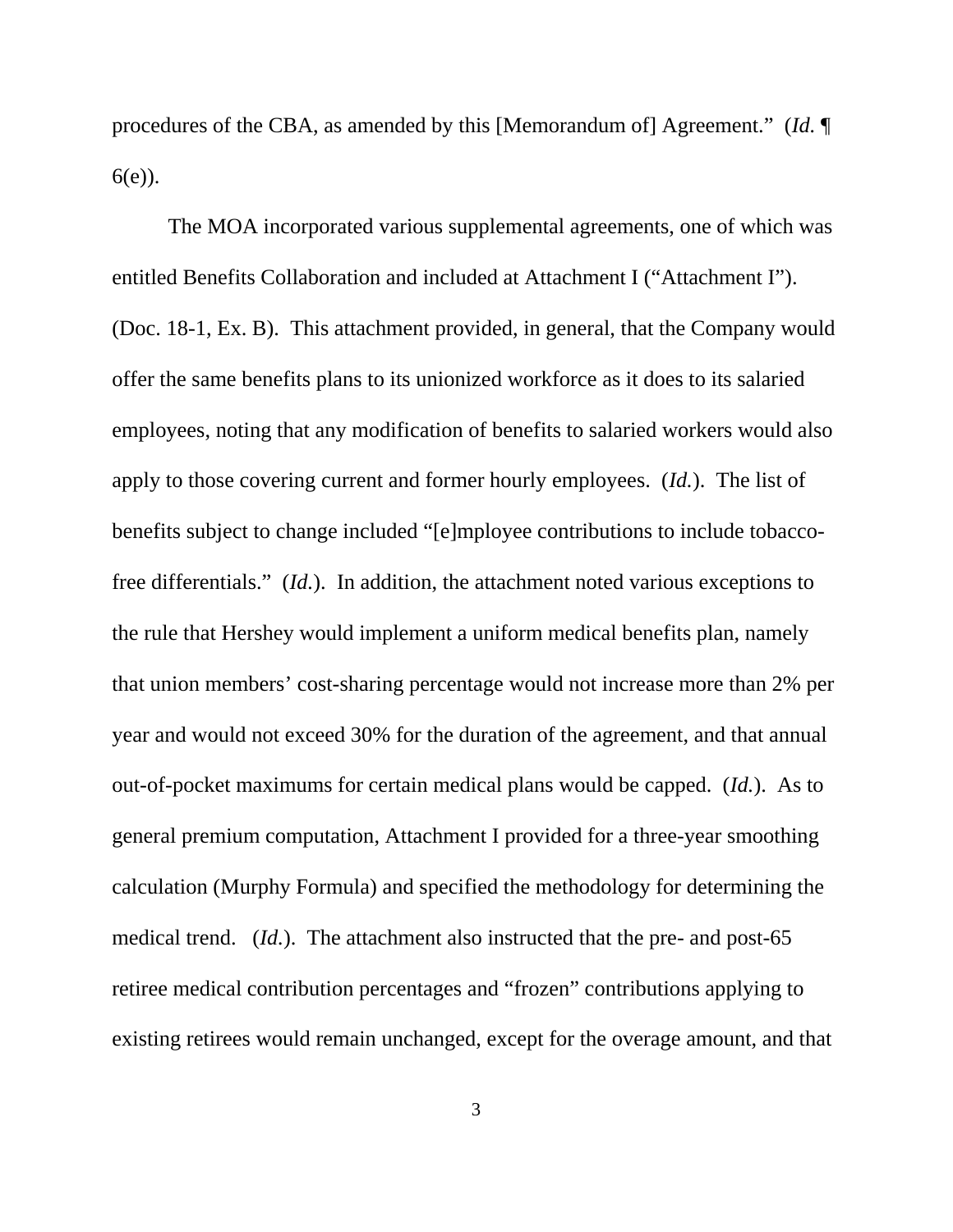procedures of the CBA, as amended by this [Memorandum of] Agreement." (*Id.* ¶ 6(e)).

The MOA incorporated various supplemental agreements, one of which was entitled Benefits Collaboration and included at Attachment I ("Attachment I"). (Doc. 18-1, Ex. B). This attachment provided, in general, that the Company would offer the same benefits plans to its unionized workforce as it does to its salaried employees, noting that any modification of benefits to salaried workers would also apply to those covering current and former hourly employees. (*Id.*). The list of benefits subject to change included "[e]mployee contributions to include tobacco-free differentials." (*Id.*). In addition, the attachment noted various exceptions to the rule that Hershey would implement a uniform medical benefits plan, namely that union members' cost-sharing percentage would not increase more than 2% per year and would not exceed 30% for the duration of the agreement, and that annual out-of-pocket maximums for certain medical plans would be capped. (*Id.*). As to general premium computation, Attachment I provided for a three-year smoothing calculation (Murphy Formula) and specified the methodology for determining the medical trend. (*Id.*). The attachment also instructed that the pre- and post-65 retiree medical contribution percentages and "frozen" contributions applying to existing retirees would remain unchanged, except for the overage amount, and that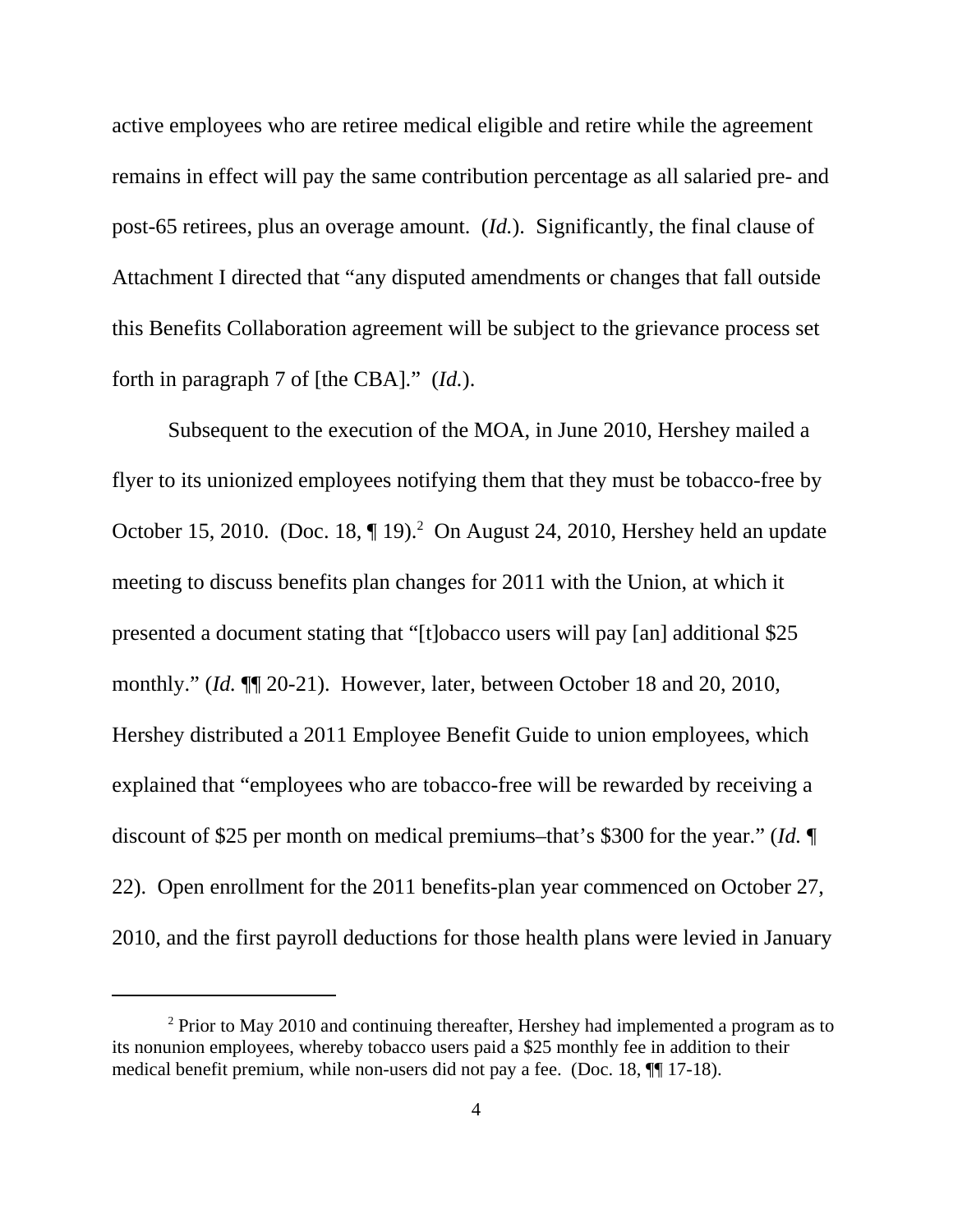active employees who are retiree medical eligible and retire while the agreement remains in effect will pay the same contribution percentage as all salaried pre- and post-65 retirees, plus an overage amount. (*Id.*). Significantly, the final clause of Attachment I directed that "any disputed amendments or changes that fall outside this Benefits Collaboration agreement will be subject to the grievance process set forth in paragraph 7 of [the CBA]." (*Id.*).

Subsequent to the execution of the MOA, in June 2010, Hershey mailed a flyer to its unionized employees notifying them that they must be tobacco-free by October 15, 2010. (Doc. 18, ¶ 19).[2] On August 24, 2010, Hershey held an update meeting to discuss benefits plan changes for 2011 with the Union, at which it presented a document stating that "[t]obacco users will pay [an] additional $25 monthly." (*Id.* ¶¶ 20-21). However, later, between October 18 and 20, 2010, Hershey distributed a 2011 Employee Benefit Guide to union employees, which explained that "employees who are tobacco-free will be rewarded by receiving a discount of $25 per month on medical premiums–that's $300 for the year." (*Id.* ¶ 22). Open enrollment for the 2011 benefits-plan year commenced on October 27, 2010, and the first payroll deductions for those health plans were levied in January

---

[2] Prior to May 2010 and continuing thereafter, Hershey had implemented a program as to its nonunion employees, whereby tobacco users paid a $25 monthly fee in addition to their medical benefit premium, while non-users did not pay a fee. (Doc. 18, ¶¶ 17-18).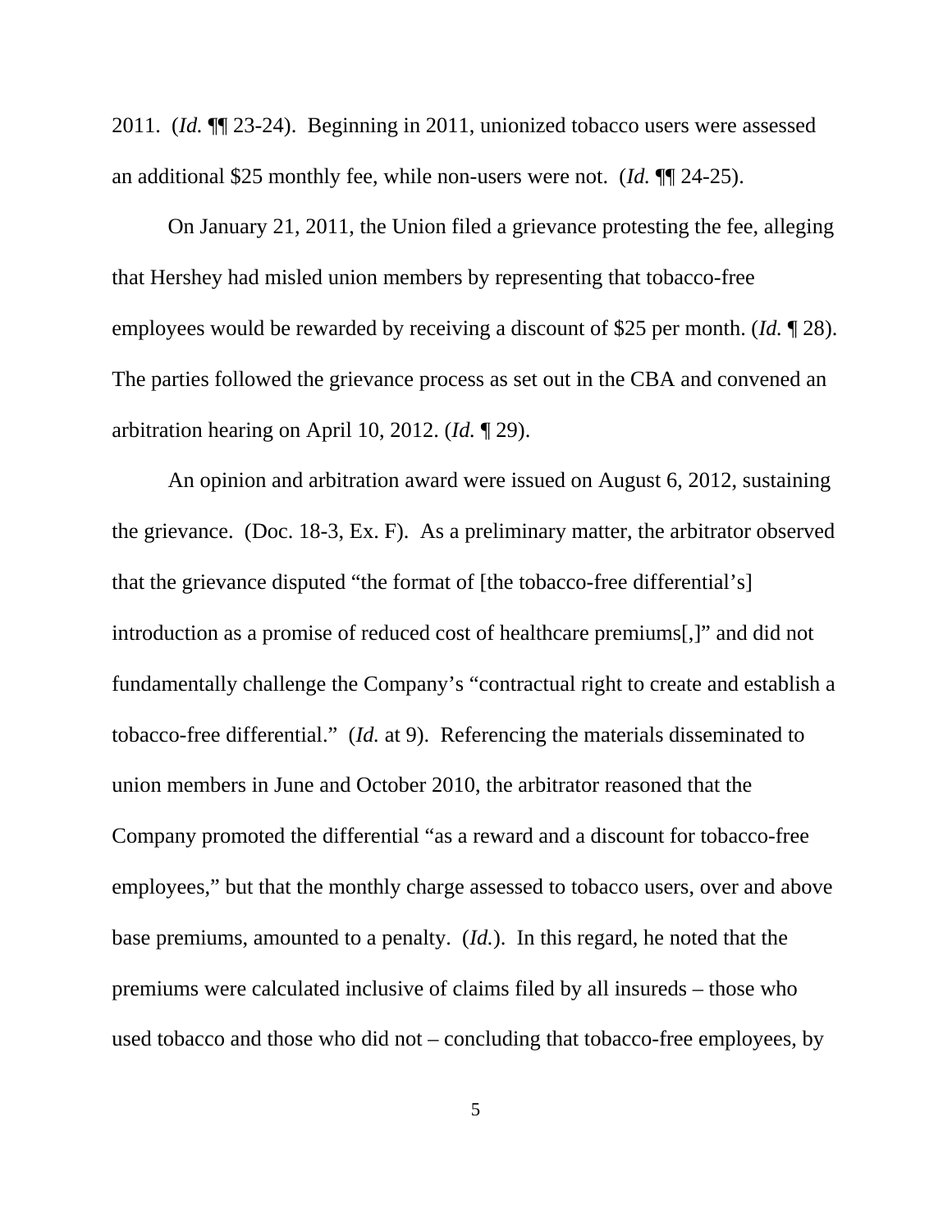2011. (*Id.* ¶¶ 23-24). Beginning in 2011, unionized tobacco users were assessed an additional $25 monthly fee, while non-users were not. (*Id.* ¶¶ 24-25).

On January 21, 2011, the Union filed a grievance protesting the fee, alleging that Hershey had misled union members by representing that tobacco-free employees would be rewarded by receiving a discount of $25 per month. (*Id.* ¶ 28). The parties followed the grievance process as set out in the CBA and convened an arbitration hearing on April 10, 2012. (*Id.* ¶ 29).

An opinion and arbitration award were issued on August 6, 2012, sustaining the grievance. (Doc. 18-3, Ex. F). As a preliminary matter, the arbitrator observed that the grievance disputed "the format of [the tobacco-free differential's] introduction as a promise of reduced cost of healthcare premiums[,]" and did not fundamentally challenge the Company's "contractual right to create and establish a tobacco-free differential." (*Id.* at 9). Referencing the materials disseminated to union members in June and October 2010, the arbitrator reasoned that the Company promoted the differential "as a reward and a discount for tobacco-free employees," but that the monthly charge assessed to tobacco users, over and above base premiums, amounted to a penalty. (*Id.*). In this regard, he noted that the premiums were calculated inclusive of claims filed by all insureds – those who used tobacco and those who did not – concluding that tobacco-free employees, by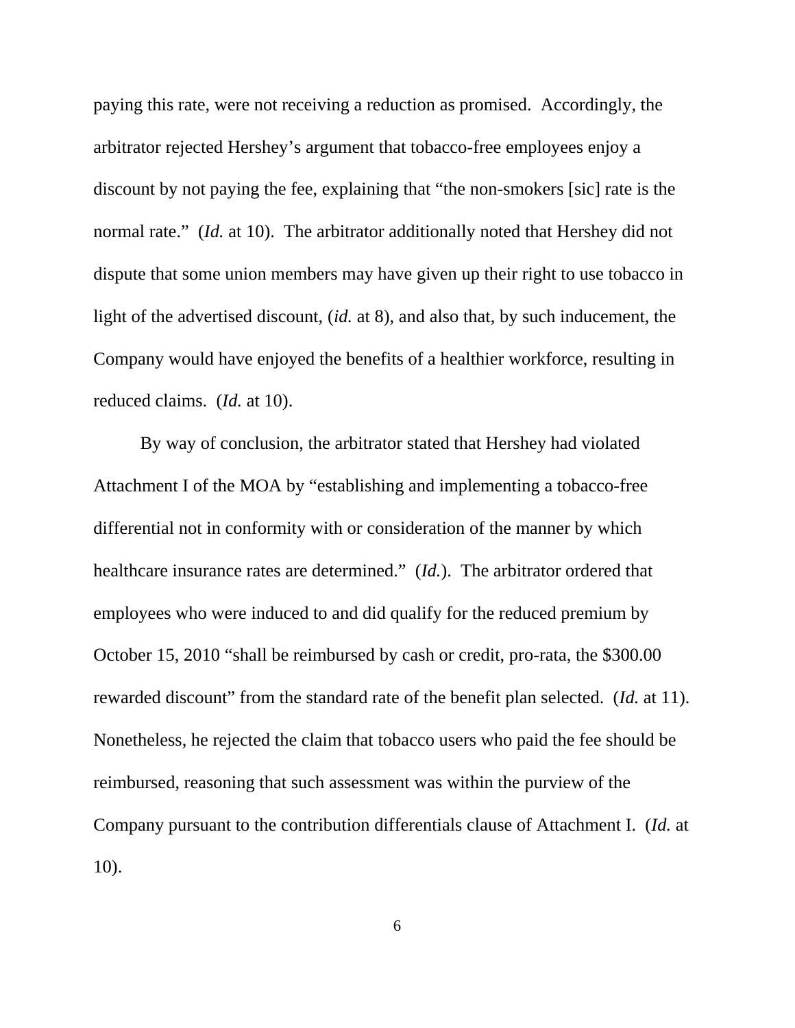paying this rate, were not receiving a reduction as promised. Accordingly, the arbitrator rejected Hershey's argument that tobacco-free employees enjoy a discount by not paying the fee, explaining that "the non-smokers [sic] rate is the normal rate." (*Id.* at 10). The arbitrator additionally noted that Hershey did not dispute that some union members may have given up their right to use tobacco in light of the advertised discount, (*id.* at 8), and also that, by such inducement, the Company would have enjoyed the benefits of a healthier workforce, resulting in reduced claims. (*Id.* at 10).

By way of conclusion, the arbitrator stated that Hershey had violated Attachment I of the MOA by "establishing and implementing a tobacco-free differential not in conformity with or consideration of the manner by which healthcare insurance rates are determined." (*Id.*). The arbitrator ordered that employees who were induced to and did qualify for the reduced premium by October 15, 2010 "shall be reimbursed by cash or credit, pro-rata, the $300.00 rewarded discount" from the standard rate of the benefit plan selected. (*Id.* at 11). Nonetheless, he rejected the claim that tobacco users who paid the fee should be reimbursed, reasoning that such assessment was within the purview of the Company pursuant to the contribution differentials clause of Attachment I. (*Id.* at 10).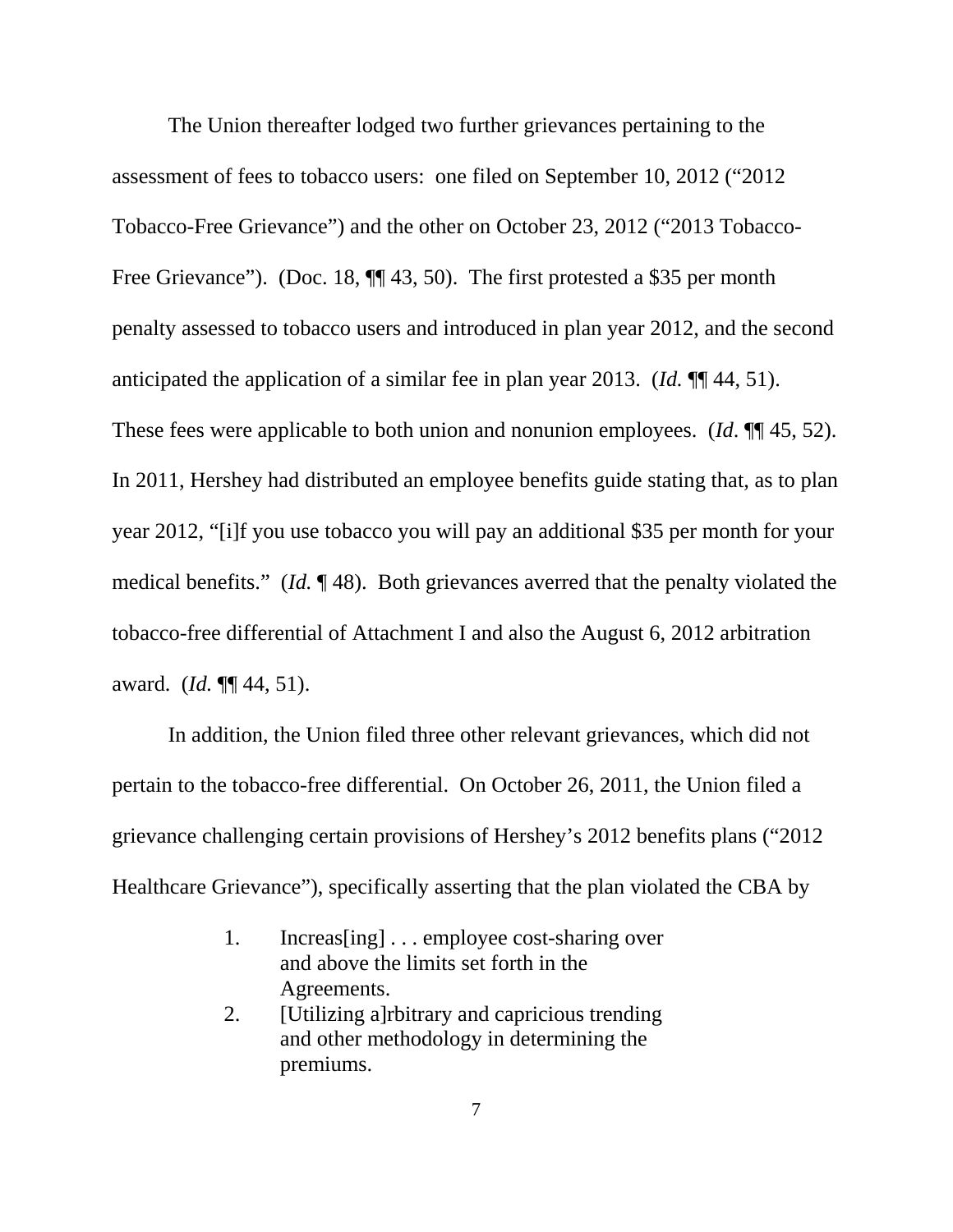The Union thereafter lodged two further grievances pertaining to the assessment of fees to tobacco users: one filed on September 10, 2012 ("2012 Tobacco-Free Grievance") and the other on October 23, 2012 ("2013 Tobacco-Free Grievance"). (Doc. 18, ¶¶ 43, 50). The first protested a $35 per month penalty assessed to tobacco users and introduced in plan year 2012, and the second anticipated the application of a similar fee in plan year 2013. (*Id.* ¶¶ 44, 51). These fees were applicable to both union and nonunion employees. (*Id*. ¶¶ 45, 52). In 2011, Hershey had distributed an employee benefits guide stating that, as to plan year 2012, "[i]f you use tobacco you will pay an additional $35 per month for your medical benefits." (*Id.* ¶ 48). Both grievances averred that the penalty violated the tobacco-free differential of Attachment I and also the August 6, 2012 arbitration award. (*Id.* ¶¶ 44, 51).

In addition, the Union filed three other relevant grievances, which did not pertain to the tobacco-free differential. On October 26, 2011, the Union filed a grievance challenging certain provisions of Hershey's 2012 benefits plans ("2012 Healthcare Grievance"), specifically asserting that the plan violated the CBA by

> 1. Increas[ing] . . . employee cost-sharing over and above the limits set forth in the Agreements.
> 2. [Utilizing a]rbitrary and capricious trending and other methodology in determining the premiums.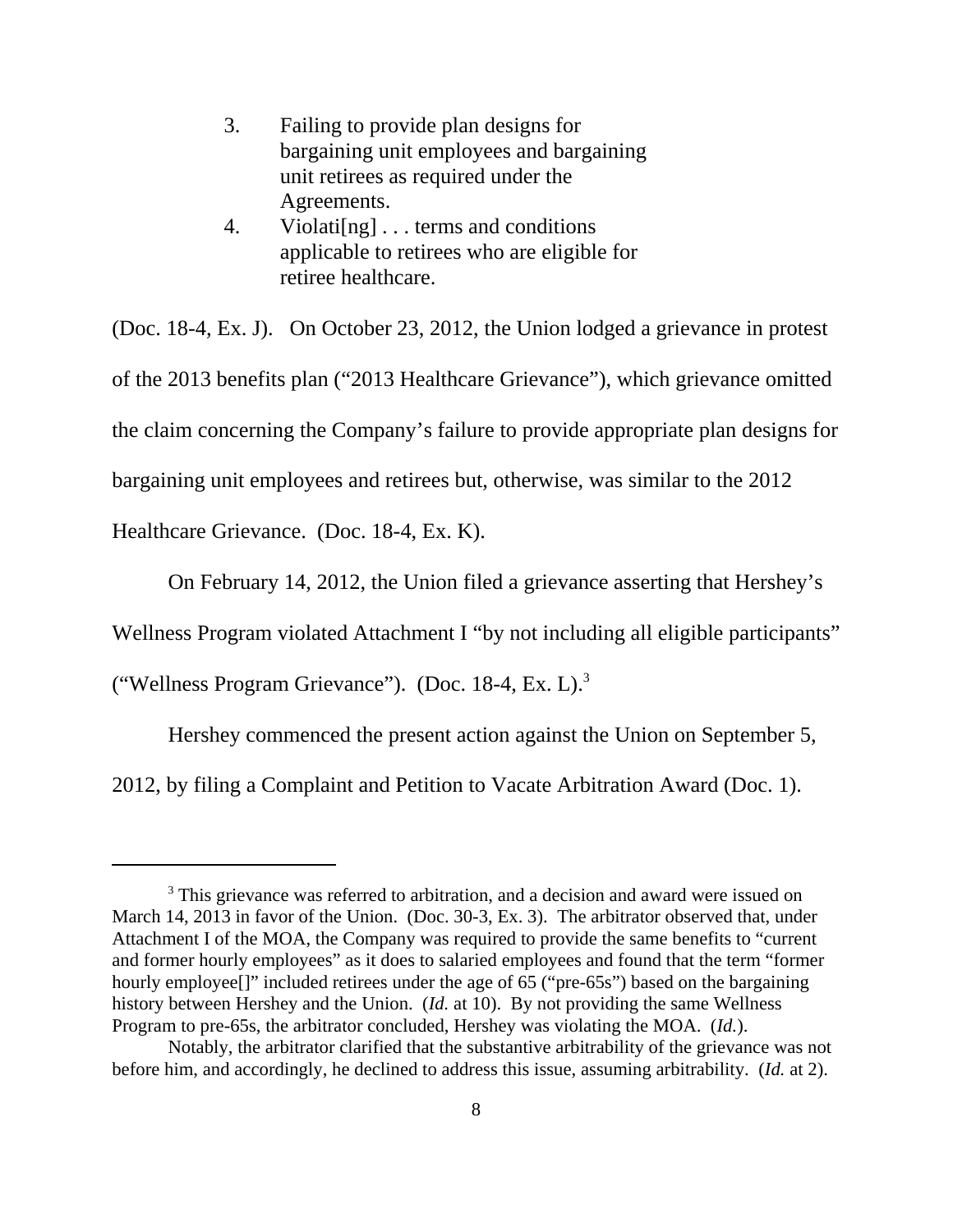3. Failing to provide plan designs for bargaining unit employees and bargaining unit retirees as required under the Agreements.
4. Violati[ng] . . . terms and conditions applicable to retirees who are eligible for retiree healthcare.

(Doc. 18-4, Ex. J). On October 23, 2012, the Union lodged a grievance in protest of the 2013 benefits plan ("2013 Healthcare Grievance"), which grievance omitted the claim concerning the Company's failure to provide appropriate plan designs for bargaining unit employees and retirees but, otherwise, was similar to the 2012 Healthcare Grievance. (Doc. 18-4, Ex. K).

On February 14, 2012, the Union filed a grievance asserting that Hershey's Wellness Program violated Attachment I "by not including all eligible participants" ("Wellness Program Grievance"). (Doc. 18-4, Ex. L).[3]

Hershey commenced the present action against the Union on September 5, 2012, by filing a Complaint and Petition to Vacate Arbitration Award (Doc. 1).

---

[3] This grievance was referred to arbitration, and a decision and award were issued on March 14, 2013 in favor of the Union. (Doc. 30-3, Ex. 3). The arbitrator observed that, under Attachment I of the MOA, the Company was required to provide the same benefits to "current and former hourly employees" as it does to salaried employees and found that the term "former hourly employee[]" included retirees under the age of 65 ("pre-65s") based on the bargaining history between Hershey and the Union. (*Id.* at 10). By not providing the same Wellness Program to pre-65s, the arbitrator concluded, Hershey was violating the MOA. (*Id.*).

Notably, the arbitrator clarified that the substantive arbitrability of the grievance was not before him, and accordingly, he declined to address this issue, assuming arbitrability. (*Id.* at 2).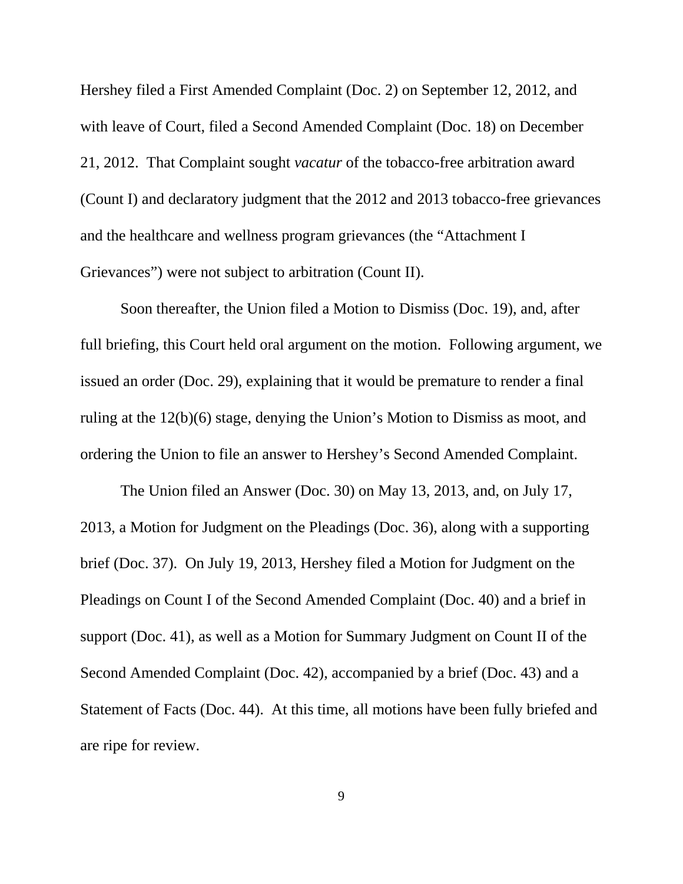Hershey filed a First Amended Complaint (Doc. 2) on September 12, 2012, and with leave of Court, filed a Second Amended Complaint (Doc. 18) on December 21, 2012. That Complaint sought *vacatur* of the tobacco-free arbitration award (Count I) and declaratory judgment that the 2012 and 2013 tobacco-free grievances and the healthcare and wellness program grievances (the "Attachment I Grievances") were not subject to arbitration (Count II).

Soon thereafter, the Union filed a Motion to Dismiss (Doc. 19), and, after full briefing, this Court held oral argument on the motion. Following argument, we issued an order (Doc. 29), explaining that it would be premature to render a final ruling at the 12(b)(6) stage, denying the Union's Motion to Dismiss as moot, and ordering the Union to file an answer to Hershey's Second Amended Complaint.

The Union filed an Answer (Doc. 30) on May 13, 2013, and, on July 17, 2013, a Motion for Judgment on the Pleadings (Doc. 36), along with a supporting brief (Doc. 37). On July 19, 2013, Hershey filed a Motion for Judgment on the Pleadings on Count I of the Second Amended Complaint (Doc. 40) and a brief in support (Doc. 41), as well as a Motion for Summary Judgment on Count II of the Second Amended Complaint (Doc. 42), accompanied by a brief (Doc. 43) and a Statement of Facts (Doc. 44). At this time, all motions have been fully briefed and are ripe for review.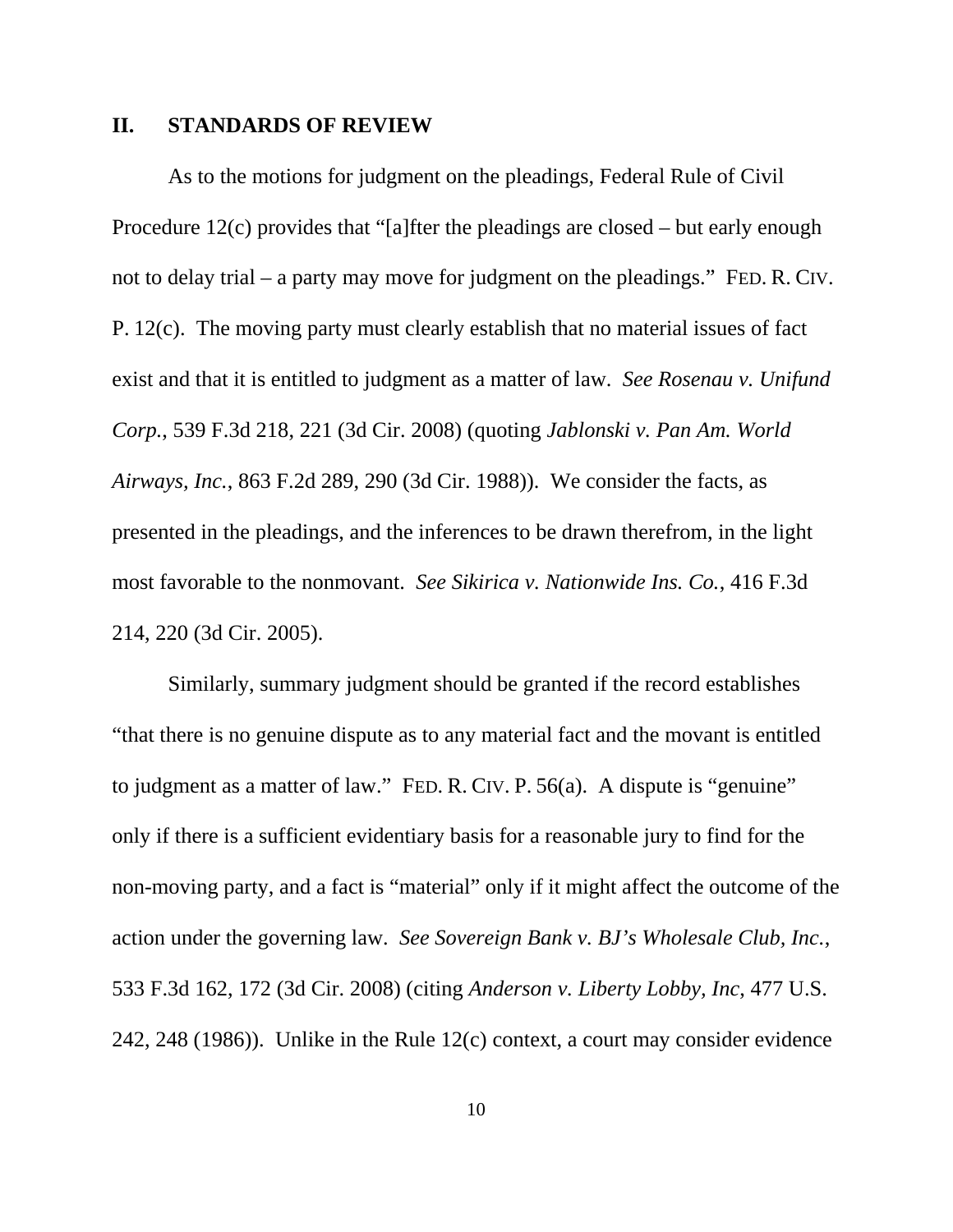## II. STANDARDS OF REVIEW

As to the motions for judgment on the pleadings, Federal Rule of Civil Procedure 12(c) provides that "[a]fter the pleadings are closed – but early enough not to delay trial – a party may move for judgment on the pleadings." FED. R. CIV. P. 12(c). The moving party must clearly establish that no material issues of fact exist and that it is entitled to judgment as a matter of law. *See Rosenau v. Unifund Corp.*, 539 F.3d 218, 221 (3d Cir. 2008) (quoting *Jablonski v. Pan Am. World Airways, Inc.*, 863 F.2d 289, 290 (3d Cir. 1988)). We consider the facts, as presented in the pleadings, and the inferences to be drawn therefrom, in the light most favorable to the nonmovant. *See Sikirica v. Nationwide Ins. Co.*, 416 F.3d 214, 220 (3d Cir. 2005).

Similarly, summary judgment should be granted if the record establishes "that there is no genuine dispute as to any material fact and the movant is entitled to judgment as a matter of law." FED. R. CIV. P. 56(a). A dispute is "genuine" only if there is a sufficient evidentiary basis for a reasonable jury to find for the non-moving party, and a fact is "material" only if it might affect the outcome of the action under the governing law. *See Sovereign Bank v. BJ's Wholesale Club, Inc.*, 533 F.3d 162, 172 (3d Cir. 2008) (citing *Anderson v. Liberty Lobby, Inc*, 477 U.S. 242, 248 (1986)). Unlike in the Rule 12(c) context, a court may consider evidence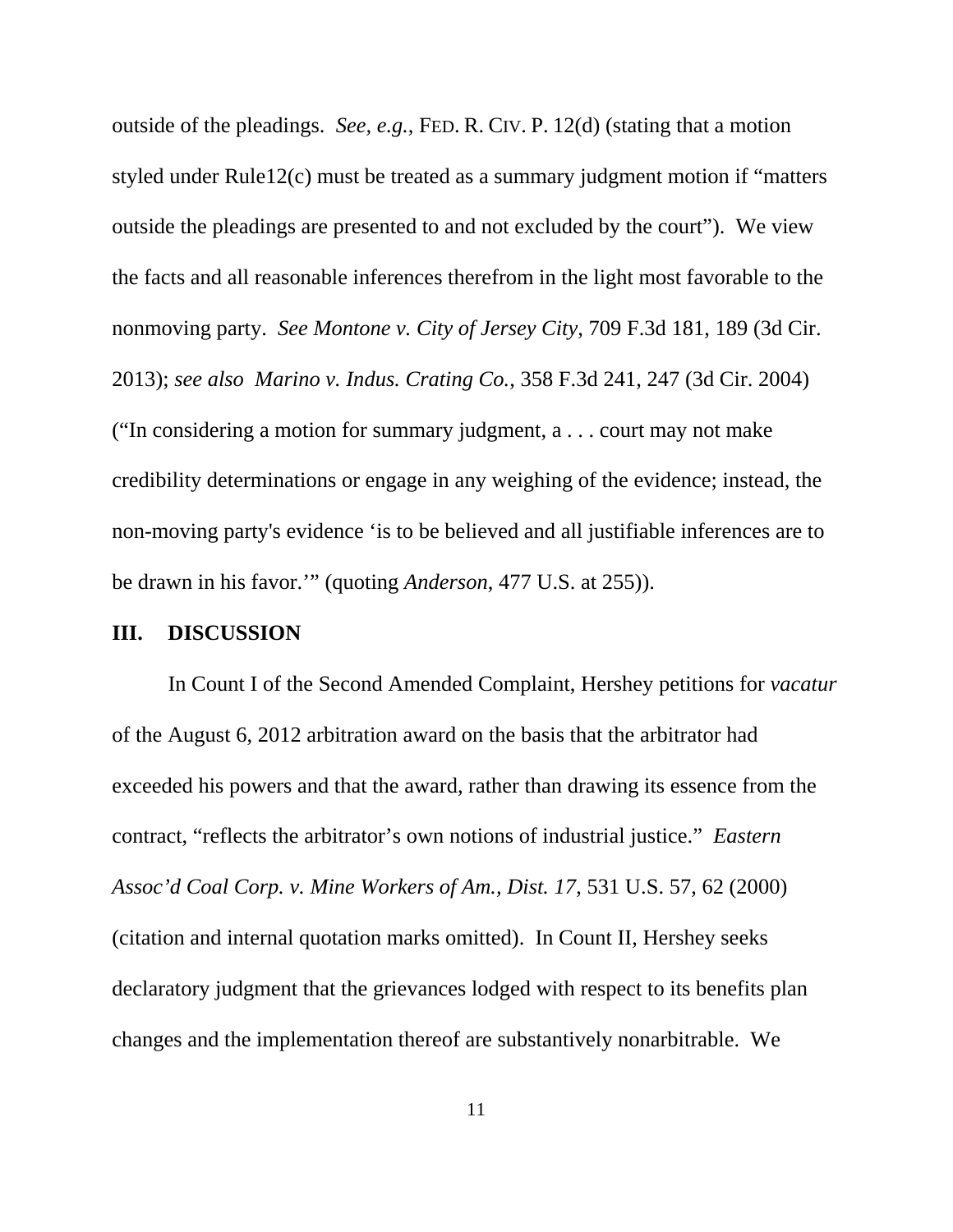outside of the pleadings. *See, e.g.*, FED. R. CIV. P. 12(d) (stating that a motion styled under Rule12(c) must be treated as a summary judgment motion if "matters outside the pleadings are presented to and not excluded by the court"). We view the facts and all reasonable inferences therefrom in the light most favorable to the nonmoving party. *See Montone v. City of Jersey City*, 709 F.3d 181, 189 (3d Cir. 2013); *see also Marino v. Indus. Crating Co.*, 358 F.3d 241, 247 (3d Cir. 2004) ("In considering a motion for summary judgment, a . . . court may not make credibility determinations or engage in any weighing of the evidence; instead, the non-moving party's evidence 'is to be believed and all justifiable inferences are to be drawn in his favor.'" (quoting *Anderson*, 477 U.S. at 255)).

## III. DISCUSSION

In Count I of the Second Amended Complaint, Hershey petitions for *vacatur* of the August 6, 2012 arbitration award on the basis that the arbitrator had exceeded his powers and that the award, rather than drawing its essence from the contract, "reflects the arbitrator's own notions of industrial justice." *Eastern Assoc'd Coal Corp. v. Mine Workers of Am., Dist. 17*, 531 U.S. 57, 62 (2000) (citation and internal quotation marks omitted). In Count II, Hershey seeks declaratory judgment that the grievances lodged with respect to its benefits plan changes and the implementation thereof are substantively nonarbitrable. We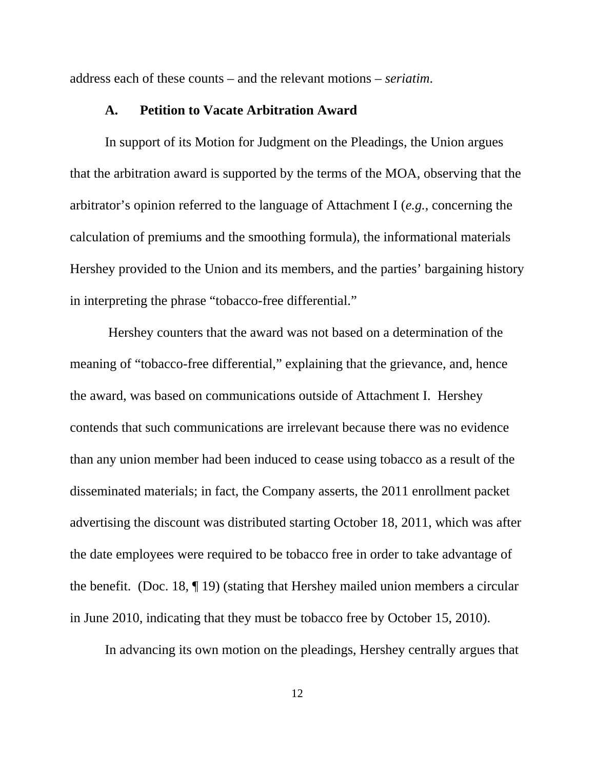address each of these counts – and the relevant motions – *seriatim*.

### A. Petition to Vacate Arbitration Award

In support of its Motion for Judgment on the Pleadings, the Union argues that the arbitration award is supported by the terms of the MOA, observing that the arbitrator's opinion referred to the language of Attachment I (*e.g.*, concerning the calculation of premiums and the smoothing formula), the informational materials Hershey provided to the Union and its members, and the parties' bargaining history in interpreting the phrase "tobacco-free differential."

Hershey counters that the award was not based on a determination of the meaning of "tobacco-free differential," explaining that the grievance, and, hence the award, was based on communications outside of Attachment I. Hershey contends that such communications are irrelevant because there was no evidence than any union member had been induced to cease using tobacco as a result of the disseminated materials; in fact, the Company asserts, the 2011 enrollment packet advertising the discount was distributed starting October 18, 2011, which was after the date employees were required to be tobacco free in order to take advantage of the benefit. (Doc. 18, ¶ 19) (stating that Hershey mailed union members a circular in June 2010, indicating that they must be tobacco free by October 15, 2010).

In advancing its own motion on the pleadings, Hershey centrally argues that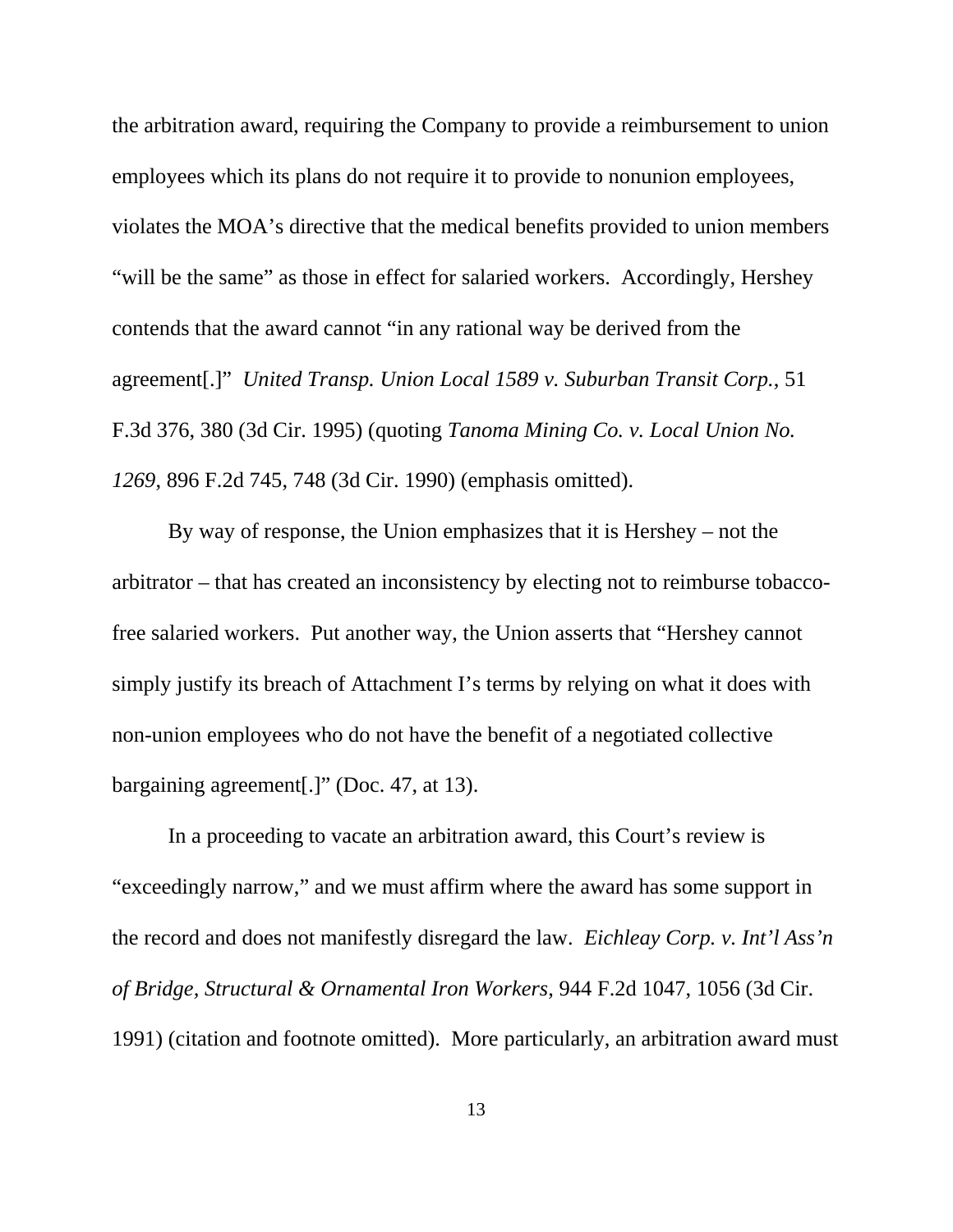the arbitration award, requiring the Company to provide a reimbursement to union employees which its plans do not require it to provide to nonunion employees, violates the MOA's directive that the medical benefits provided to union members "will be the same" as those in effect for salaried workers. Accordingly, Hershey contends that the award cannot "in any rational way be derived from the agreement[.]" *United Transp. Union Local 1589 v. Suburban Transit Corp.*, 51 F.3d 376, 380 (3d Cir. 1995) (quoting *Tanoma Mining Co. v. Local Union No. 1269*, 896 F.2d 745, 748 (3d Cir. 1990) (emphasis omitted).

By way of response, the Union emphasizes that it is Hershey – not the arbitrator – that has created an inconsistency by electing not to reimburse tobacco-free salaried workers. Put another way, the Union asserts that "Hershey cannot simply justify its breach of Attachment I's terms by relying on what it does with non-union employees who do not have the benefit of a negotiated collective bargaining agreement[.]" (Doc. 47, at 13).

In a proceeding to vacate an arbitration award, this Court's review is "exceedingly narrow," and we must affirm where the award has some support in the record and does not manifestly disregard the law. *Eichleay Corp. v. Int'l Ass'n of Bridge, Structural & Ornamental Iron Workers*, 944 F.2d 1047, 1056 (3d Cir. 1991) (citation and footnote omitted). More particularly, an arbitration award must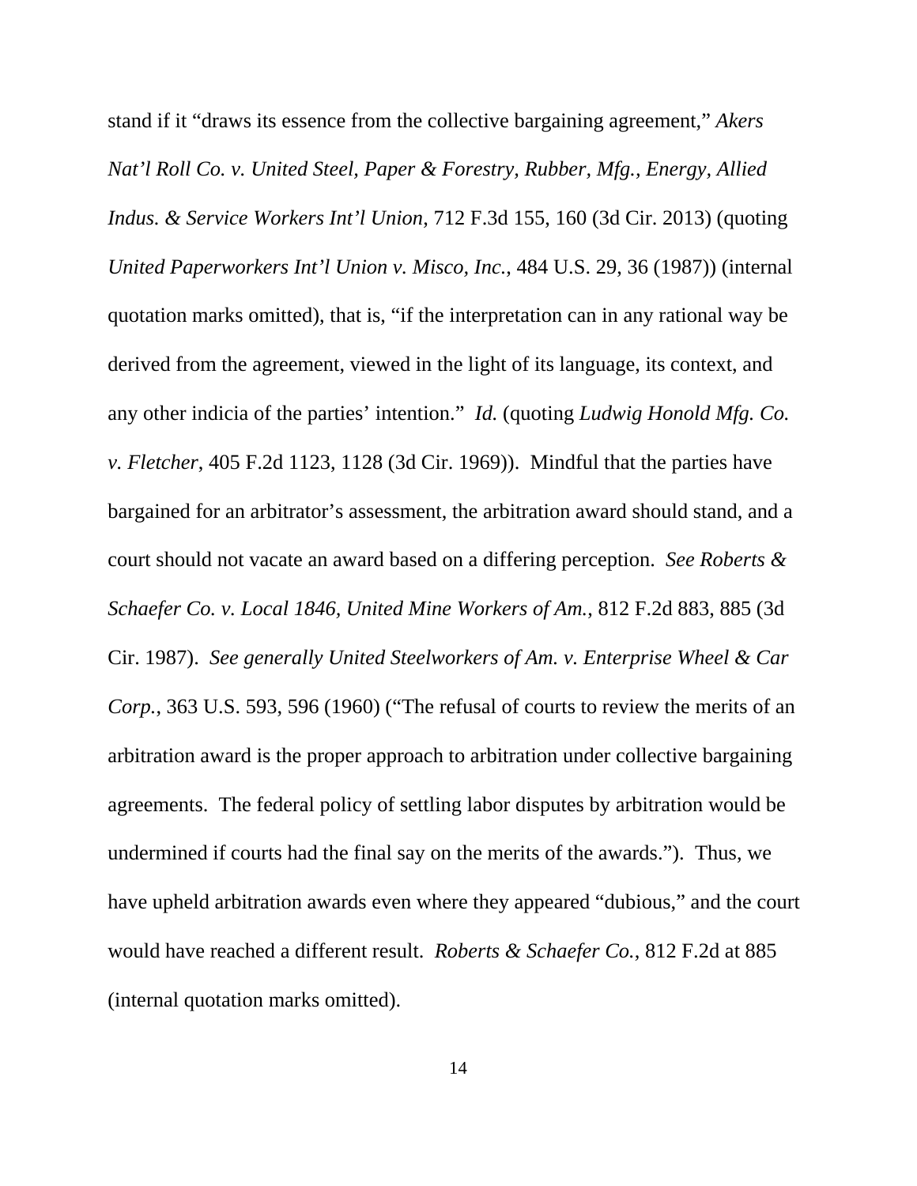stand if it "draws its essence from the collective bargaining agreement," *Akers Nat'l Roll Co. v. United Steel, Paper & Forestry, Rubber, Mfg., Energy, Allied Indus. & Service Workers Int'l Union*, 712 F.3d 155, 160 (3d Cir. 2013) (quoting *United Paperworkers Int'l Union v. Misco, Inc.*, 484 U.S. 29, 36 (1987)) (internal quotation marks omitted), that is, "if the interpretation can in any rational way be derived from the agreement, viewed in the light of its language, its context, and any other indicia of the parties' intention." *Id.* (quoting *Ludwig Honold Mfg. Co. v. Fletcher*, 405 F.2d 1123, 1128 (3d Cir. 1969)). Mindful that the parties have bargained for an arbitrator's assessment, the arbitration award should stand, and a court should not vacate an award based on a differing perception. *See Roberts & Schaefer Co. v. Local 1846, United Mine Workers of Am.*, 812 F.2d 883, 885 (3d Cir. 1987). *See generally United Steelworkers of Am. v. Enterprise Wheel & Car Corp.*, 363 U.S. 593, 596 (1960) ("The refusal of courts to review the merits of an arbitration award is the proper approach to arbitration under collective bargaining agreements. The federal policy of settling labor disputes by arbitration would be undermined if courts had the final say on the merits of the awards."). Thus, we have upheld arbitration awards even where they appeared "dubious," and the court would have reached a different result. *Roberts & Schaefer Co.*, 812 F.2d at 885 (internal quotation marks omitted).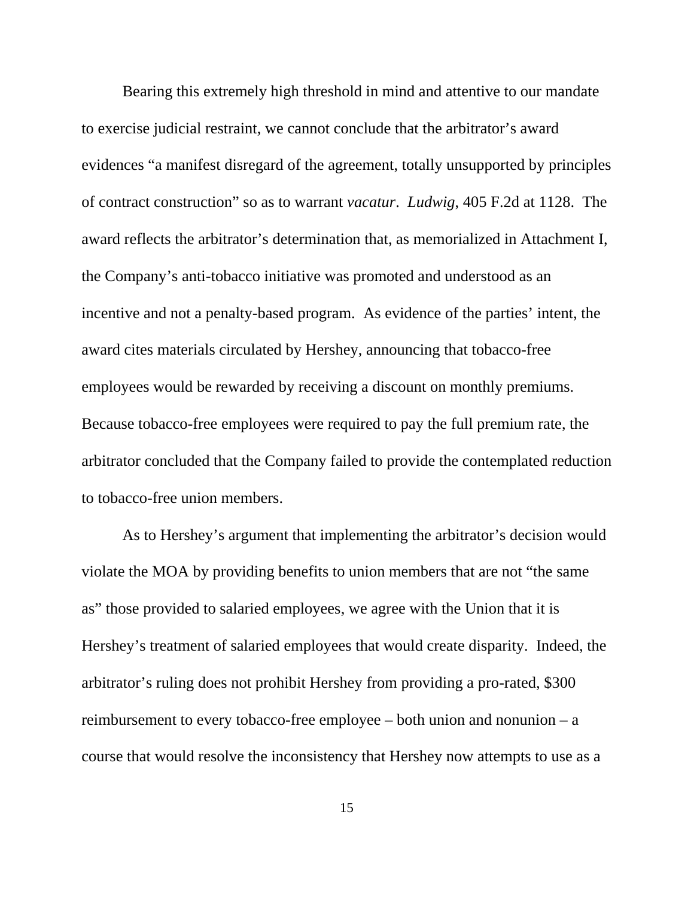Bearing this extremely high threshold in mind and attentive to our mandate to exercise judicial restraint, we cannot conclude that the arbitrator's award evidences "a manifest disregard of the agreement, totally unsupported by principles of contract construction" so as to warrant *vacatur*. *Ludwig*, 405 F.2d at 1128. The award reflects the arbitrator's determination that, as memorialized in Attachment I, the Company's anti-tobacco initiative was promoted and understood as an incentive and not a penalty-based program. As evidence of the parties' intent, the award cites materials circulated by Hershey, announcing that tobacco-free employees would be rewarded by receiving a discount on monthly premiums. Because tobacco-free employees were required to pay the full premium rate, the arbitrator concluded that the Company failed to provide the contemplated reduction to tobacco-free union members.

As to Hershey's argument that implementing the arbitrator's decision would violate the MOA by providing benefits to union members that are not "the same as" those provided to salaried employees, we agree with the Union that it is Hershey's treatment of salaried employees that would create disparity. Indeed, the arbitrator's ruling does not prohibit Hershey from providing a pro-rated, $300 reimbursement to every tobacco-free employee – both union and nonunion – a course that would resolve the inconsistency that Hershey now attempts to use as a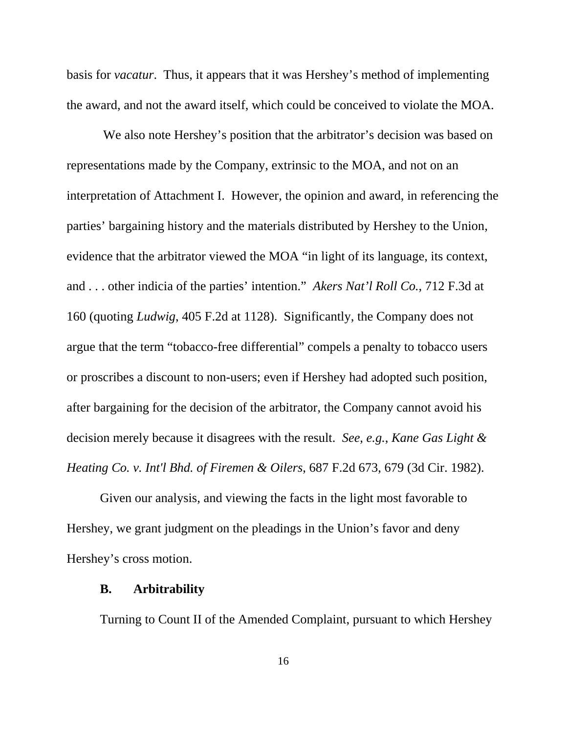basis for *vacatur*. Thus, it appears that it was Hershey's method of implementing the award, and not the award itself, which could be conceived to violate the MOA.

We also note Hershey's position that the arbitrator's decision was based on representations made by the Company, extrinsic to the MOA, and not on an interpretation of Attachment I. However, the opinion and award, in referencing the parties' bargaining history and the materials distributed by Hershey to the Union, evidence that the arbitrator viewed the MOA "in light of its language, its context, and . . . other indicia of the parties' intention." *Akers Nat'l Roll Co.*, 712 F.3d at 160 (quoting *Ludwig*, 405 F.2d at 1128). Significantly, the Company does not argue that the term "tobacco-free differential" compels a penalty to tobacco users or proscribes a discount to non-users; even if Hershey had adopted such position, after bargaining for the decision of the arbitrator, the Company cannot avoid his decision merely because it disagrees with the result. *See, e.g.*, *Kane Gas Light & Heating Co. v. Int'l Bhd. of Firemen & Oilers*, 687 F.2d 673, 679 (3d Cir. 1982).

Given our analysis, and viewing the facts in the light most favorable to Hershey, we grant judgment on the pleadings in the Union's favor and deny Hershey's cross motion.

### B. Arbitrability

Turning to Count II of the Amended Complaint, pursuant to which Hershey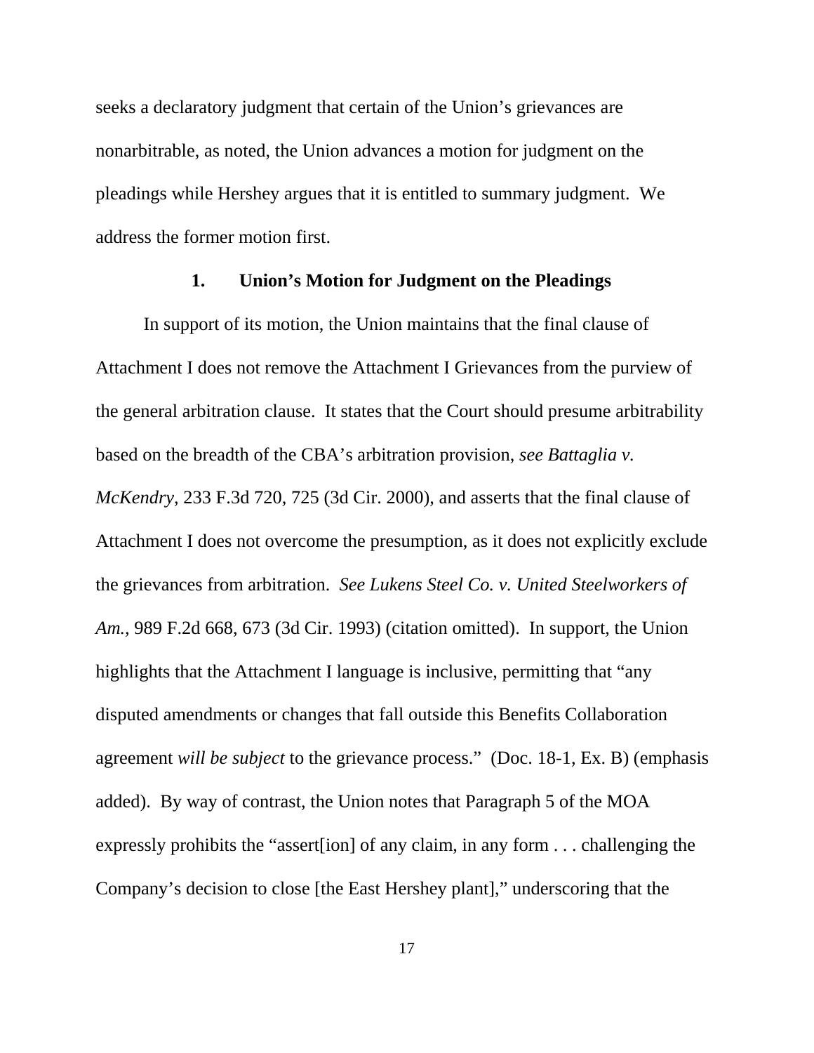seeks a declaratory judgment that certain of the Union's grievances are nonarbitrable, as noted, the Union advances a motion for judgment on the pleadings while Hershey argues that it is entitled to summary judgment. We address the former motion first.

### 1. Union's Motion for Judgment on the Pleadings

In support of its motion, the Union maintains that the final clause of Attachment I does not remove the Attachment I Grievances from the purview of the general arbitration clause. It states that the Court should presume arbitrability based on the breadth of the CBA's arbitration provision, *see Battaglia v. McKendry*, 233 F.3d 720, 725 (3d Cir. 2000), and asserts that the final clause of Attachment I does not overcome the presumption, as it does not explicitly exclude the grievances from arbitration. *See Lukens Steel Co. v. United Steelworkers of Am.*, 989 F.2d 668, 673 (3d Cir. 1993) (citation omitted). In support, the Union highlights that the Attachment I language is inclusive, permitting that "any disputed amendments or changes that fall outside this Benefits Collaboration agreement *will be subject* to the grievance process." (Doc. 18-1, Ex. B) (emphasis added). By way of contrast, the Union notes that Paragraph 5 of the MOA expressly prohibits the "assert[ion] of any claim, in any form . . . challenging the Company's decision to close [the East Hershey plant]," underscoring that the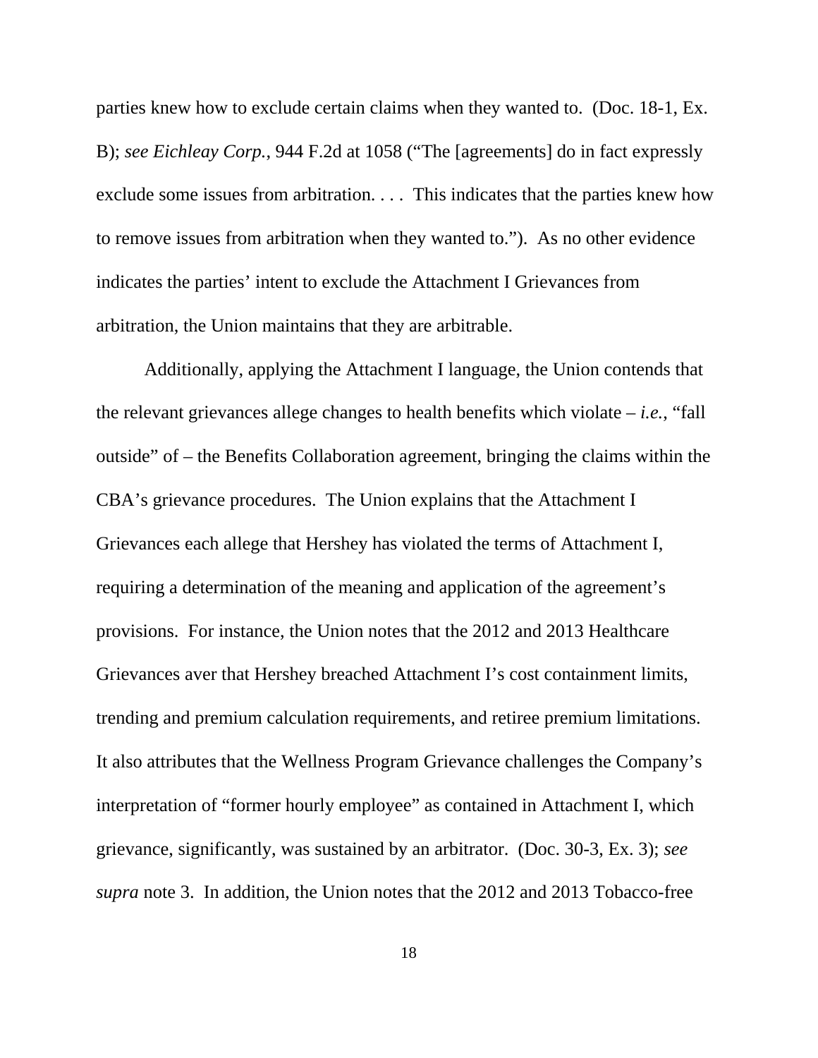parties knew how to exclude certain claims when they wanted to. (Doc. 18-1, Ex. B); *see Eichleay Corp.*, 944 F.2d at 1058 ("The [agreements] do in fact expressly exclude some issues from arbitration. . . . This indicates that the parties knew how to remove issues from arbitration when they wanted to."). As no other evidence indicates the parties' intent to exclude the Attachment I Grievances from arbitration, the Union maintains that they are arbitrable.

Additionally, applying the Attachment I language, the Union contends that the relevant grievances allege changes to health benefits which violate – *i.e.*, "fall outside" of – the Benefits Collaboration agreement, bringing the claims within the CBA's grievance procedures. The Union explains that the Attachment I Grievances each allege that Hershey has violated the terms of Attachment I, requiring a determination of the meaning and application of the agreement's provisions. For instance, the Union notes that the 2012 and 2013 Healthcare Grievances aver that Hershey breached Attachment I's cost containment limits, trending and premium calculation requirements, and retiree premium limitations. It also attributes that the Wellness Program Grievance challenges the Company's interpretation of "former hourly employee" as contained in Attachment I, which grievance, significantly, was sustained by an arbitrator. (Doc. 30-3, Ex. 3); *see supra* note 3. In addition, the Union notes that the 2012 and 2013 Tobacco-free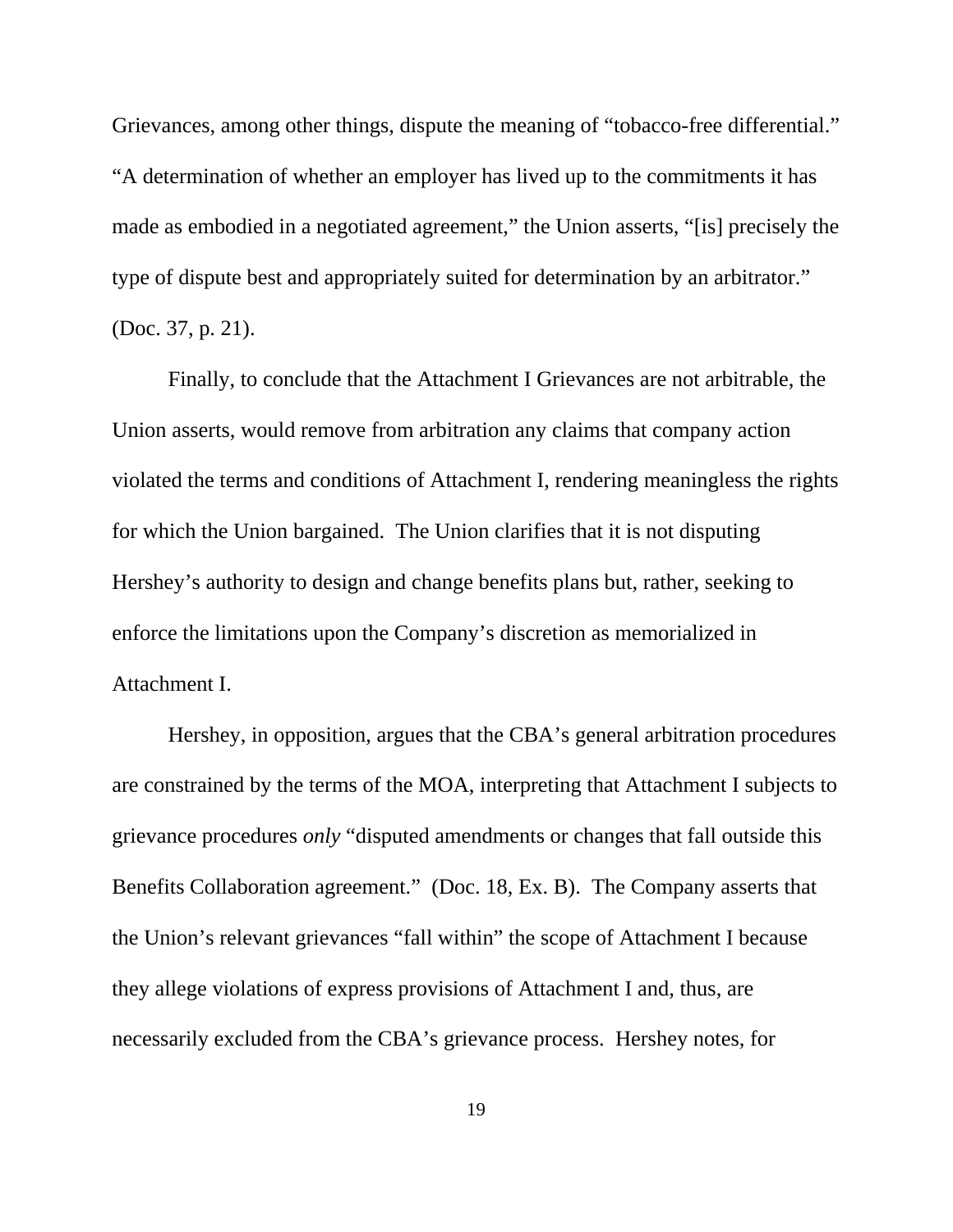Grievances, among other things, dispute the meaning of “tobacco-free differential.” “A determination of whether an employer has lived up to the commitments it has made as embodied in a negotiated agreement,” the Union asserts, “[is] precisely the type of dispute best and appropriately suited for determination by an arbitrator.” (Doc. 37, p. 21).

Finally, to conclude that the Attachment I Grievances are not arbitrable, the Union asserts, would remove from arbitration any claims that company action violated the terms and conditions of Attachment I, rendering meaningless the rights for which the Union bargained. The Union clarifies that it is not disputing Hershey’s authority to design and change benefits plans but, rather, seeking to enforce the limitations upon the Company’s discretion as memorialized in Attachment I.

Hershey, in opposition, argues that the CBA’s general arbitration procedures are constrained by the terms of the MOA, interpreting that Attachment I subjects to grievance procedures *only* “disputed amendments or changes that fall outside this Benefits Collaboration agreement.” (Doc. 18, Ex. B). The Company asserts that the Union’s relevant grievances “fall within” the scope of Attachment I because they allege violations of express provisions of Attachment I and, thus, are necessarily excluded from the CBA’s grievance process. Hershey notes, for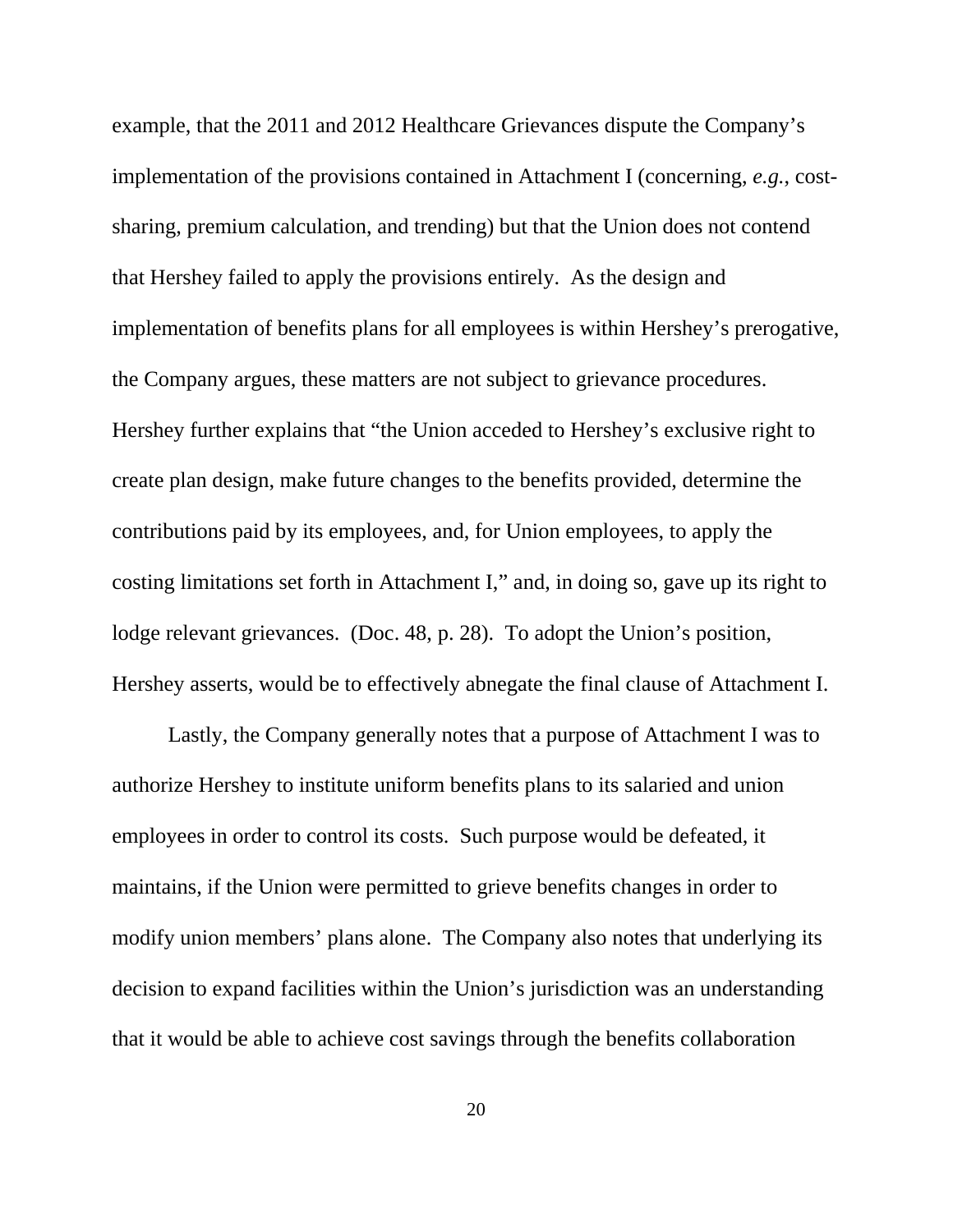example, that the 2011 and 2012 Healthcare Grievances dispute the Company's implementation of the provisions contained in Attachment I (concerning, *e.g.*, cost-sharing, premium calculation, and trending) but that the Union does not contend that Hershey failed to apply the provisions entirely. As the design and implementation of benefits plans for all employees is within Hershey's prerogative, the Company argues, these matters are not subject to grievance procedures. Hershey further explains that "the Union acceded to Hershey's exclusive right to create plan design, make future changes to the benefits provided, determine the contributions paid by its employees, and, for Union employees, to apply the costing limitations set forth in Attachment I," and, in doing so, gave up its right to lodge relevant grievances. (Doc. 48, p. 28). To adopt the Union's position, Hershey asserts, would be to effectively abnegate the final clause of Attachment I.

Lastly, the Company generally notes that a purpose of Attachment I was to authorize Hershey to institute uniform benefits plans to its salaried and union employees in order to control its costs. Such purpose would be defeated, it maintains, if the Union were permitted to grieve benefits changes in order to modify union members' plans alone. The Company also notes that underlying its decision to expand facilities within the Union's jurisdiction was an understanding that it would be able to achieve cost savings through the benefits collaboration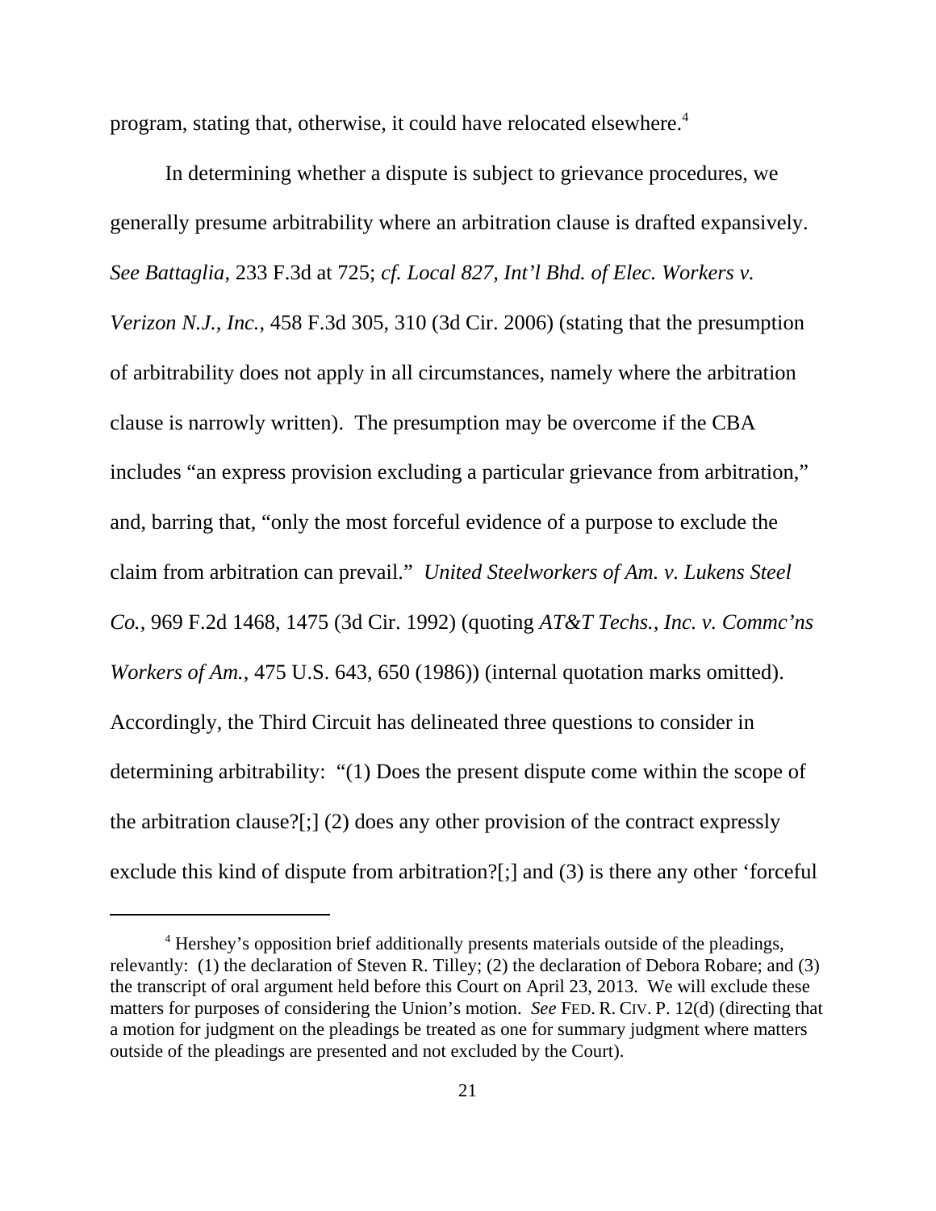program, stating that, otherwise, it could have relocated elsewhere.[4]

In determining whether a dispute is subject to grievance procedures, we generally presume arbitrability where an arbitration clause is drafted expansively. *See Battaglia*, 233 F.3d at 725; *cf. Local 827, Int'l Bhd. of Elec. Workers v. Verizon N.J., Inc.*, 458 F.3d 305, 310 (3d Cir. 2006) (stating that the presumption of arbitrability does not apply in all circumstances, namely where the arbitration clause is narrowly written). The presumption may be overcome if the CBA includes "an express provision excluding a particular grievance from arbitration," and, barring that, "only the most forceful evidence of a purpose to exclude the claim from arbitration can prevail." *United Steelworkers of Am. v. Lukens Steel Co.*, 969 F.2d 1468, 1475 (3d Cir. 1992) (quoting *AT&T Techs., Inc. v. Commc'ns Workers of Am.*, 475 U.S. 643, 650 (1986)) (internal quotation marks omitted). Accordingly, the Third Circuit has delineated three questions to consider in determining arbitrability: "(1) Does the present dispute come within the scope of the arbitration clause?[;] (2) does any other provision of the contract expressly exclude this kind of dispute from arbitration?[;] and (3) is there any other 'forceful

---

[4] Hershey's opposition brief additionally presents materials outside of the pleadings, relevantly: (1) the declaration of Steven R. Tilley; (2) the declaration of Debora Robare; and (3) the transcript of oral argument held before this Court on April 23, 2013. We will exclude these matters for purposes of considering the Union's motion. *See* FED. R. CIV. P. 12(d) (directing that a motion for judgment on the pleadings be treated as one for summary judgment where matters outside of the pleadings are presented and not excluded by the Court).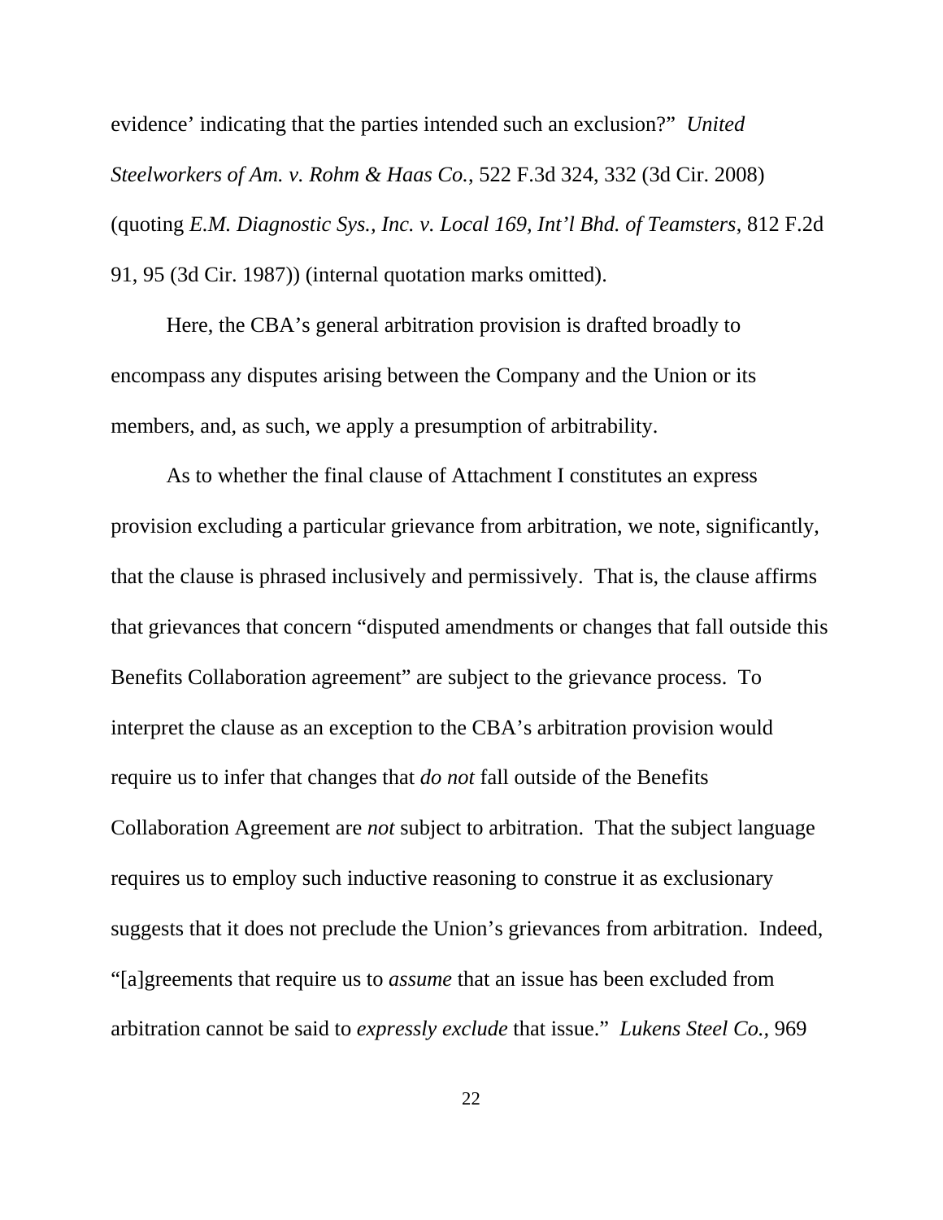evidence' indicating that the parties intended such an exclusion?" *United Steelworkers of Am. v. Rohm & Haas Co.*, 522 F.3d 324, 332 (3d Cir. 2008) (quoting *E.M. Diagnostic Sys., Inc. v. Local 169, Int'l Bhd. of Teamsters*, 812 F.2d 91, 95 (3d Cir. 1987)) (internal quotation marks omitted).

Here, the CBA's general arbitration provision is drafted broadly to encompass any disputes arising between the Company and the Union or its members, and, as such, we apply a presumption of arbitrability.

As to whether the final clause of Attachment I constitutes an express provision excluding a particular grievance from arbitration, we note, significantly, that the clause is phrased inclusively and permissively. That is, the clause affirms that grievances that concern "disputed amendments or changes that fall outside this Benefits Collaboration agreement" are subject to the grievance process. To interpret the clause as an exception to the CBA's arbitration provision would require us to infer that changes that *do not* fall outside of the Benefits Collaboration Agreement are *not* subject to arbitration. That the subject language requires us to employ such inductive reasoning to construe it as exclusionary suggests that it does not preclude the Union's grievances from arbitration. Indeed, "[a]greements that require us to *assume* that an issue has been excluded from arbitration cannot be said to *expressly exclude* that issue." *Lukens Steel Co.*, 969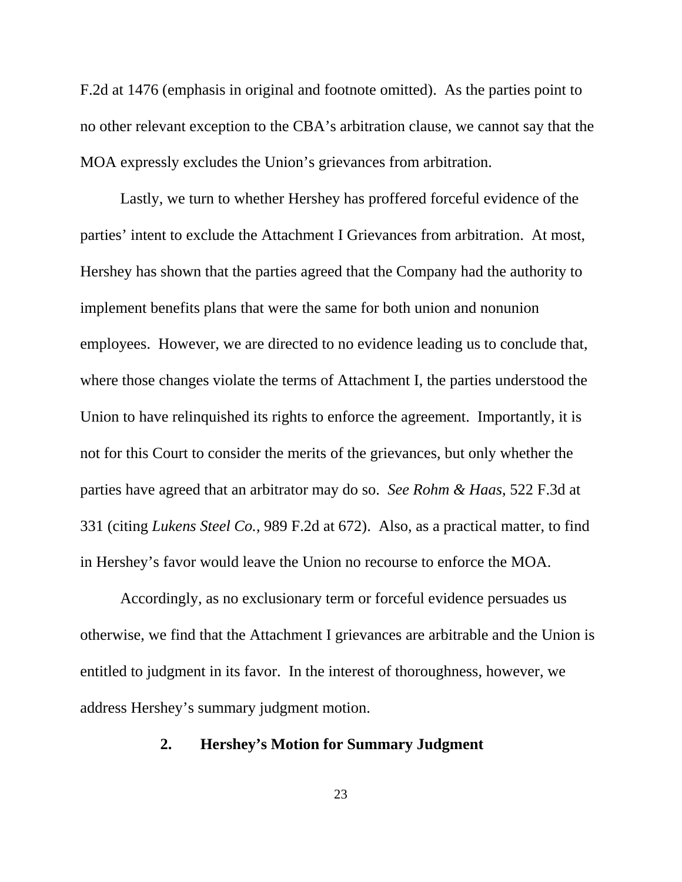F.2d at 1476 (emphasis in original and footnote omitted). As the parties point to no other relevant exception to the CBA's arbitration clause, we cannot say that the MOA expressly excludes the Union's grievances from arbitration.

Lastly, we turn to whether Hershey has proffered forceful evidence of the parties' intent to exclude the Attachment I Grievances from arbitration. At most, Hershey has shown that the parties agreed that the Company had the authority to implement benefits plans that were the same for both union and nonunion employees. However, we are directed to no evidence leading us to conclude that, where those changes violate the terms of Attachment I, the parties understood the Union to have relinquished its rights to enforce the agreement. Importantly, it is not for this Court to consider the merits of the grievances, but only whether the parties have agreed that an arbitrator may do so. *See Rohm & Haas*, 522 F.3d at 331 (citing *Lukens Steel Co.*, 989 F.2d at 672). Also, as a practical matter, to find in Hershey's favor would leave the Union no recourse to enforce the MOA.

Accordingly, as no exclusionary term or forceful evidence persuades us otherwise, we find that the Attachment I grievances are arbitrable and the Union is entitled to judgment in its favor. In the interest of thoroughness, however, we address Hershey's summary judgment motion.

**2. Hershey's Motion for Summary Judgment**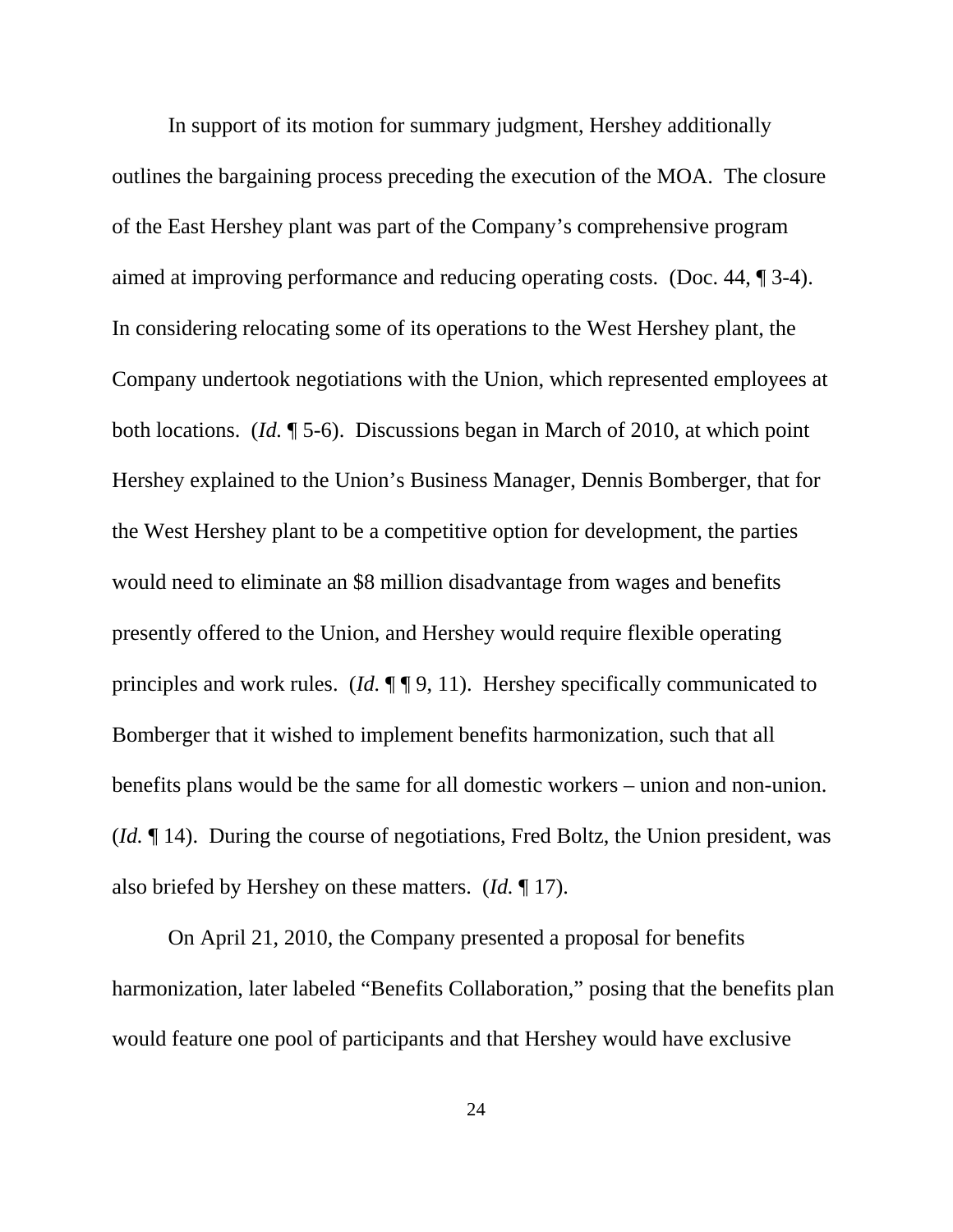In support of its motion for summary judgment, Hershey additionally outlines the bargaining process preceding the execution of the MOA. The closure of the East Hershey plant was part of the Company's comprehensive program aimed at improving performance and reducing operating costs. (Doc. 44, ¶ 3-4). In considering relocating some of its operations to the West Hershey plant, the Company undertook negotiations with the Union, which represented employees at both locations. (*Id.* ¶ 5-6). Discussions began in March of 2010, at which point Hershey explained to the Union's Business Manager, Dennis Bomberger, that for the West Hershey plant to be a competitive option for development, the parties would need to eliminate an $8 million disadvantage from wages and benefits presently offered to the Union, and Hershey would require flexible operating principles and work rules. (*Id.* ¶ ¶ 9, 11). Hershey specifically communicated to Bomberger that it wished to implement benefits harmonization, such that all benefits plans would be the same for all domestic workers – union and non-union. (*Id.* ¶ 14). During the course of negotiations, Fred Boltz, the Union president, was also briefed by Hershey on these matters. (*Id.* ¶ 17).

On April 21, 2010, the Company presented a proposal for benefits harmonization, later labeled "Benefits Collaboration," posing that the benefits plan would feature one pool of participants and that Hershey would have exclusive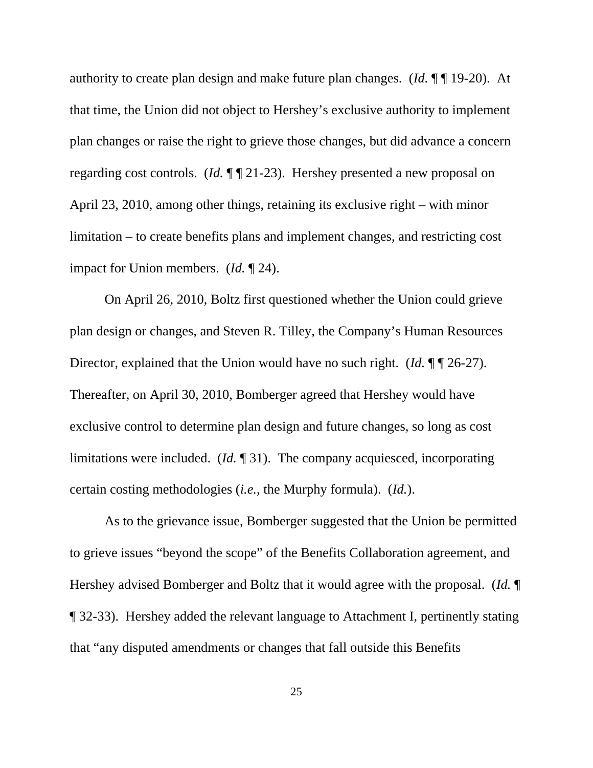authority to create plan design and make future plan changes. (*Id.* ¶ ¶ 19-20). At that time, the Union did not object to Hershey's exclusive authority to implement plan changes or raise the right to grieve those changes, but did advance a concern regarding cost controls. (*Id.* ¶ ¶ 21-23). Hershey presented a new proposal on April 23, 2010, among other things, retaining its exclusive right – with minor limitation – to create benefits plans and implement changes, and restricting cost impact for Union members. (*Id.* ¶ 24).

On April 26, 2010, Boltz first questioned whether the Union could grieve plan design or changes, and Steven R. Tilley, the Company's Human Resources Director, explained that the Union would have no such right. (*Id.* ¶ ¶ 26-27). Thereafter, on April 30, 2010, Bomberger agreed that Hershey would have exclusive control to determine plan design and future changes, so long as cost limitations were included. (*Id.* ¶ 31). The company acquiesced, incorporating certain costing methodologies (*i.e.*, the Murphy formula). (*Id.*).

As to the grievance issue, Bomberger suggested that the Union be permitted to grieve issues "beyond the scope" of the Benefits Collaboration agreement, and Hershey advised Bomberger and Boltz that it would agree with the proposal. (*Id.* ¶ ¶ 32-33). Hershey added the relevant language to Attachment I, pertinently stating that "any disputed amendments or changes that fall outside this Benefits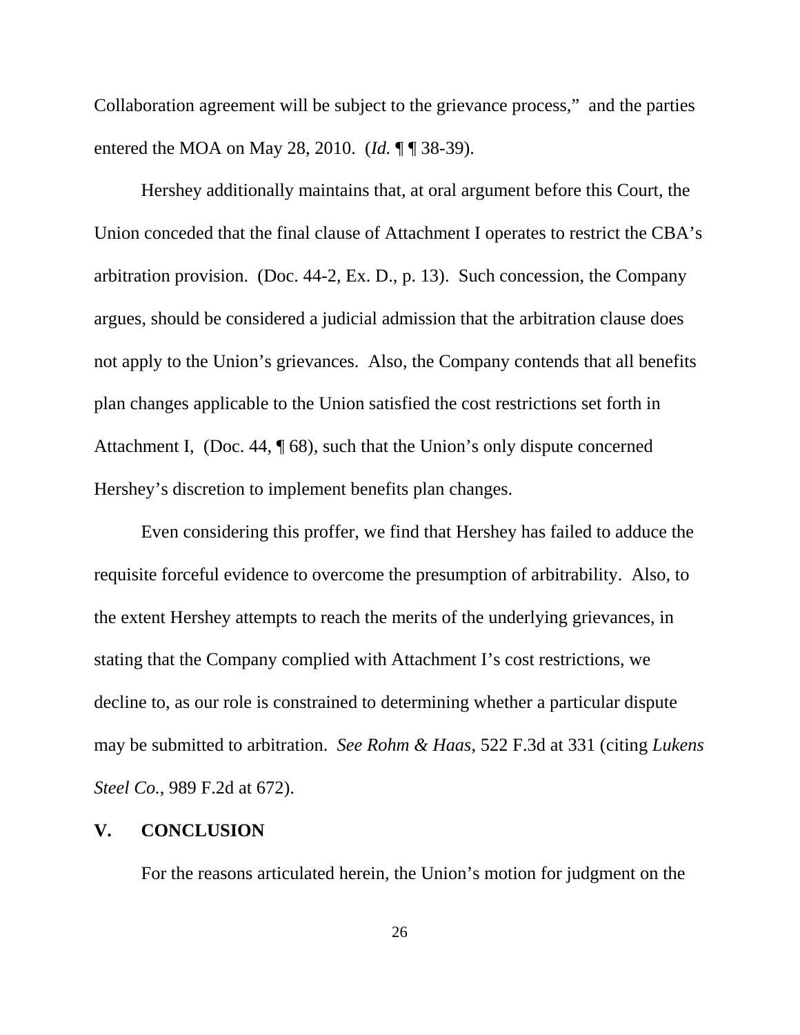Collaboration agreement will be subject to the grievance process," and the parties entered the MOA on May 28, 2010. (*Id.* ¶ ¶ 38-39).

Hershey additionally maintains that, at oral argument before this Court, the Union conceded that the final clause of Attachment I operates to restrict the CBA's arbitration provision. (Doc. 44-2, Ex. D., p. 13). Such concession, the Company argues, should be considered a judicial admission that the arbitration clause does not apply to the Union's grievances. Also, the Company contends that all benefits plan changes applicable to the Union satisfied the cost restrictions set forth in Attachment I, (Doc. 44, ¶ 68), such that the Union's only dispute concerned Hershey's discretion to implement benefits plan changes.

Even considering this proffer, we find that Hershey has failed to adduce the requisite forceful evidence to overcome the presumption of arbitrability. Also, to the extent Hershey attempts to reach the merits of the underlying grievances, in stating that the Company complied with Attachment I's cost restrictions, we decline to, as our role is constrained to determining whether a particular dispute may be submitted to arbitration. *See Rohm & Haas*, 522 F.3d at 331 (citing *Lukens Steel Co.*, 989 F.2d at 672).

## V. CONCLUSION

For the reasons articulated herein, the Union's motion for judgment on the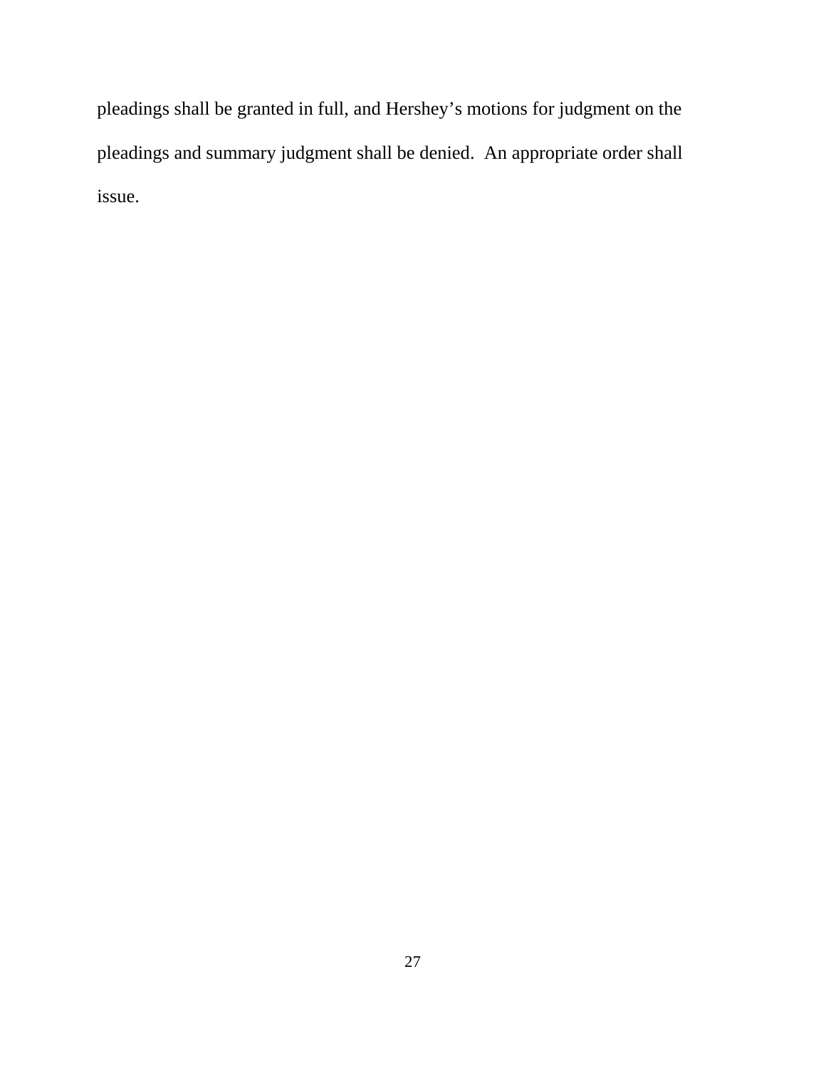pleadings shall be granted in full, and Hershey's motions for judgment on the pleadings and summary judgment shall be denied. An appropriate order shall issue.